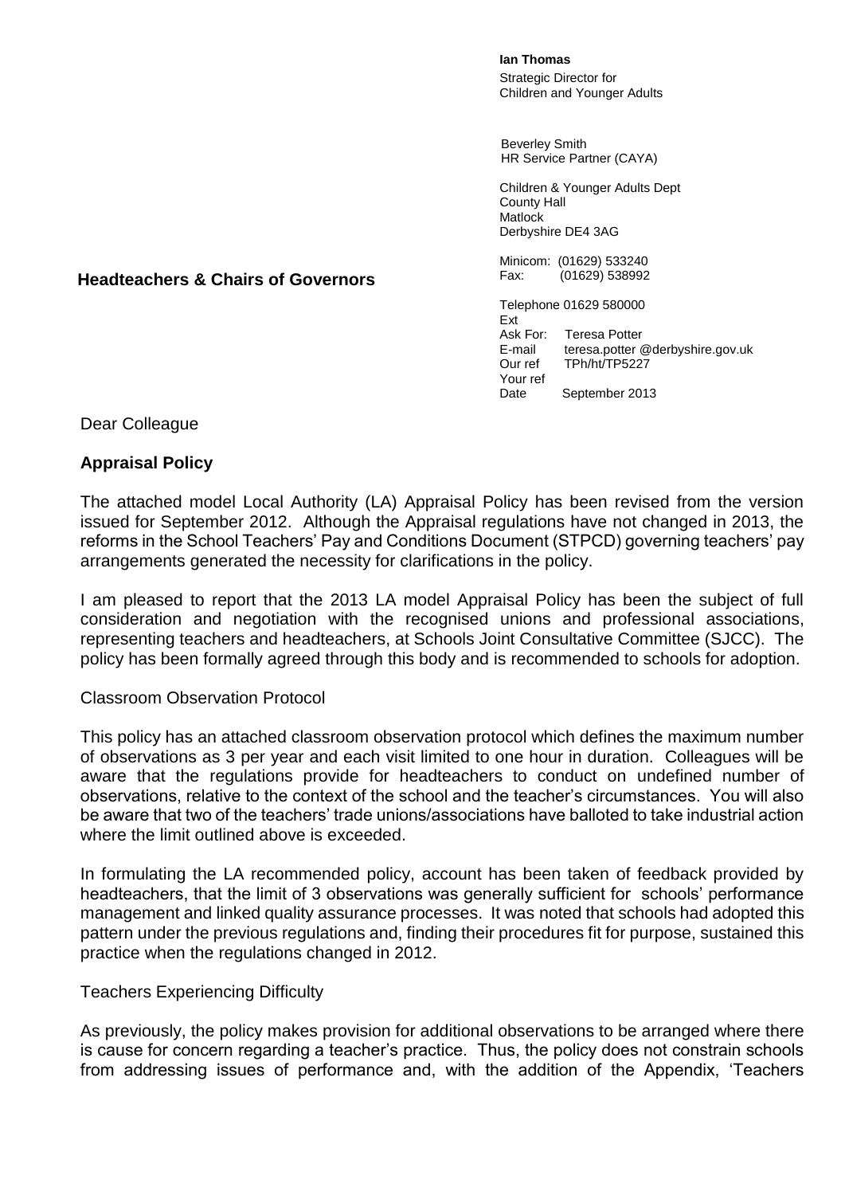**Ian Thomas**
Strategic Director for
Children and Younger Adults

Beverley Smith
HR Service Partner (CAYA)

Children & Younger Adults Dept
County Hall
Matlock
Derbyshire DE4 3AG

Minicom: (01629) 533240
Fax: (01629) 538992

Telephone 01629 580000
Ext
Ask For: Teresa Potter
E-mail teresa.potter @derbyshire.gov.uk
Our ref TPh/ht/TP5227
Your ref
Date September 2013

**Headteachers & Chairs of Governors**

Dear Colleague

**Appraisal Policy**

The attached model Local Authority (LA) Appraisal Policy has been revised from the version issued for September 2012. Although the Appraisal regulations have not changed in 2013, the reforms in the School Teachers' Pay and Conditions Document (STPCD) governing teachers' pay arrangements generated the necessity for clarifications in the policy.

I am pleased to report that the 2013 LA model Appraisal Policy has been the subject of full consideration and negotiation with the recognised unions and professional associations, representing teachers and headteachers, at Schools Joint Consultative Committee (SJCC). The policy has been formally agreed through this body and is recommended to schools for adoption.

Classroom Observation Protocol

This policy has an attached classroom observation protocol which defines the maximum number of observations as 3 per year and each visit limited to one hour in duration. Colleagues will be aware that the regulations provide for headteachers to conduct on undefined number of observations, relative to the context of the school and the teacher's circumstances. You will also be aware that two of the teachers' trade unions/associations have balloted to take industrial action where the limit outlined above is exceeded.

In formulating the LA recommended policy, account has been taken of feedback provided by headteachers, that the limit of 3 observations was generally sufficient for schools' performance management and linked quality assurance processes. It was noted that schools had adopted this pattern under the previous regulations and, finding their procedures fit for purpose, sustained this practice when the regulations changed in 2012.

Teachers Experiencing Difficulty

As previously, the policy makes provision for additional observations to be arranged where there is cause for concern regarding a teacher's practice. Thus, the policy does not constrain schools from addressing issues of performance and, with the addition of the Appendix, 'Teachers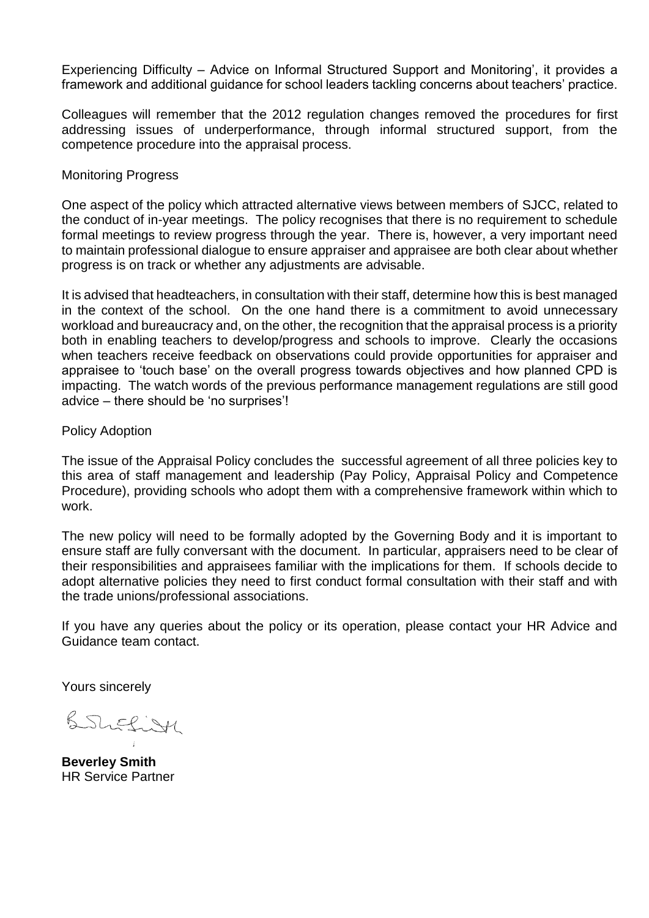Experiencing Difficulty – Advice on Informal Structured Support and Monitoring', it provides a framework and additional guidance for school leaders tackling concerns about teachers' practice.

Colleagues will remember that the 2012 regulation changes removed the procedures for first addressing issues of underperformance, through informal structured support, from the competence procedure into the appraisal process.

Monitoring Progress

One aspect of the policy which attracted alternative views between members of SJCC, related to the conduct of in-year meetings. The policy recognises that there is no requirement to schedule formal meetings to review progress through the year. There is, however, a very important need to maintain professional dialogue to ensure appraiser and appraisee are both clear about whether progress is on track or whether any adjustments are advisable.

It is advised that headteachers, in consultation with their staff, determine how this is best managed in the context of the school. On the one hand there is a commitment to avoid unnecessary workload and bureaucracy and, on the other, the recognition that the appraisal process is a priority both in enabling teachers to develop/progress and schools to improve. Clearly the occasions when teachers receive feedback on observations could provide opportunities for appraiser and appraisee to 'touch base' on the overall progress towards objectives and how planned CPD is impacting. The watch words of the previous performance management regulations are still good advice – there should be 'no surprises'!

Policy Adoption

The issue of the Appraisal Policy concludes the successful agreement of all three policies key to this area of staff management and leadership (Pay Policy, Appraisal Policy and Competence Procedure), providing schools who adopt them with a comprehensive framework within which to work.

The new policy will need to be formally adopted by the Governing Body and it is important to ensure staff are fully conversant with the document. In particular, appraisers need to be clear of their responsibilities and appraisees familiar with the implications for them. If schools decide to adopt alternative policies they need to first conduct formal consultation with their staff and with the trade unions/professional associations.

If you have any queries about the policy or its operation, please contact your HR Advice and Guidance team contact.

Yours sincerely

**Beverley Smith**
HR Service Partner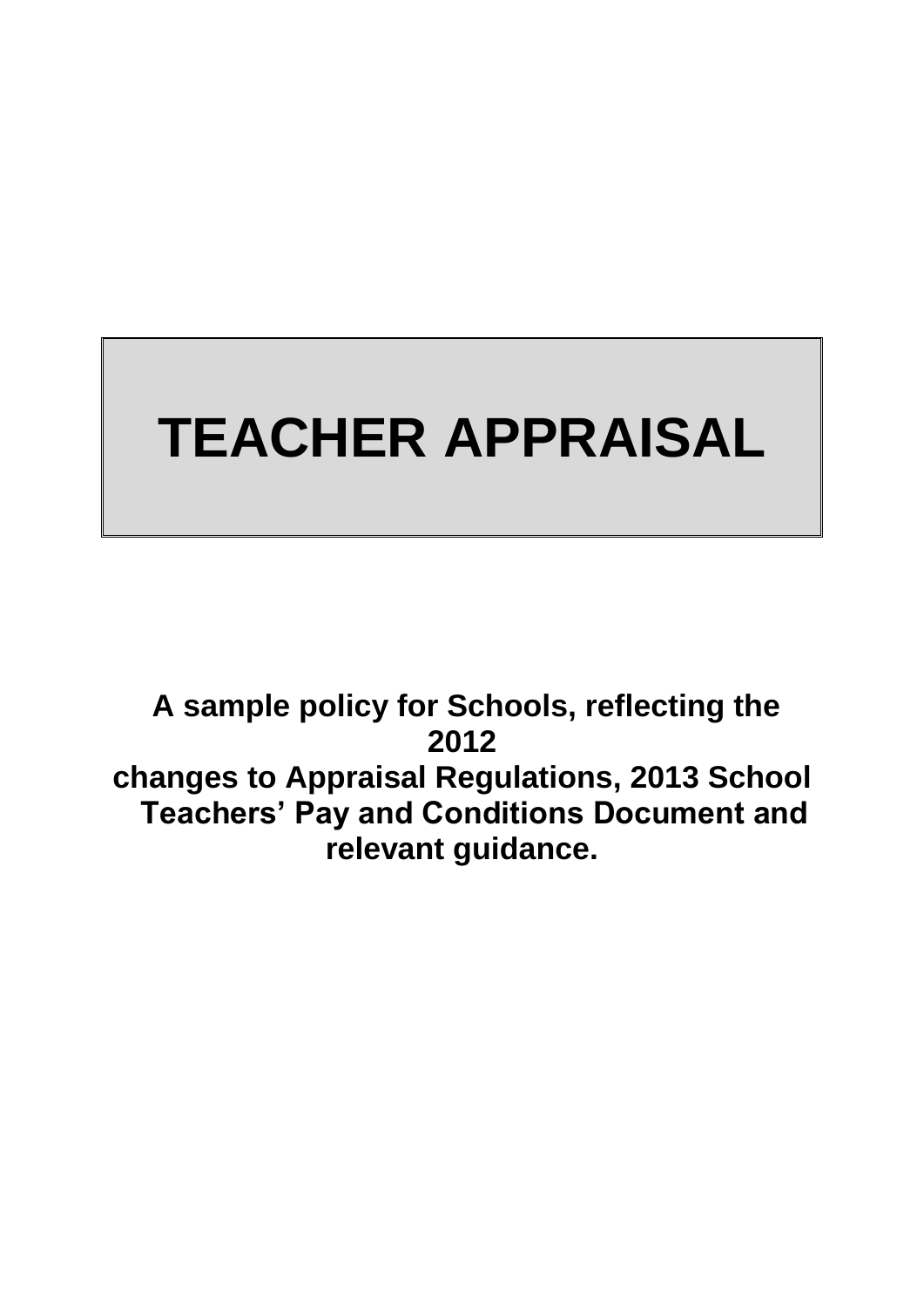# TEACHER APPRAISAL

**A sample policy for Schools, reflecting the 2012 changes to Appraisal Regulations, 2013 School Teachers' Pay and Conditions Document and relevant guidance.**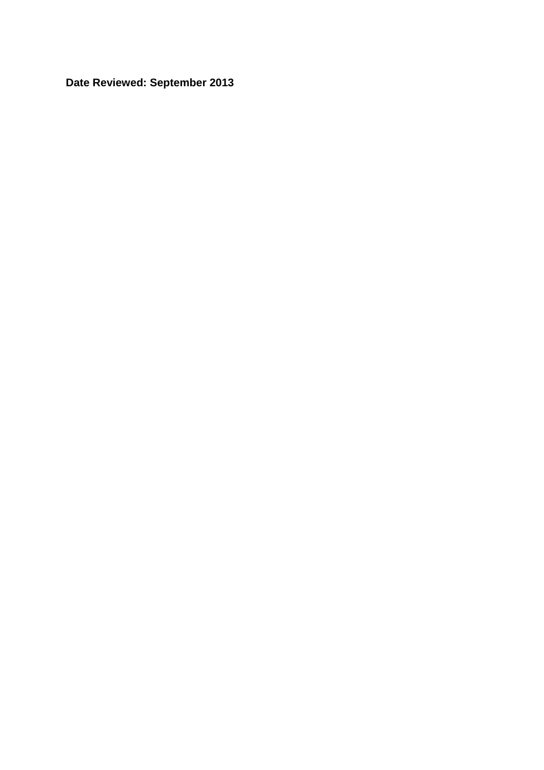**Date Reviewed: September 2013**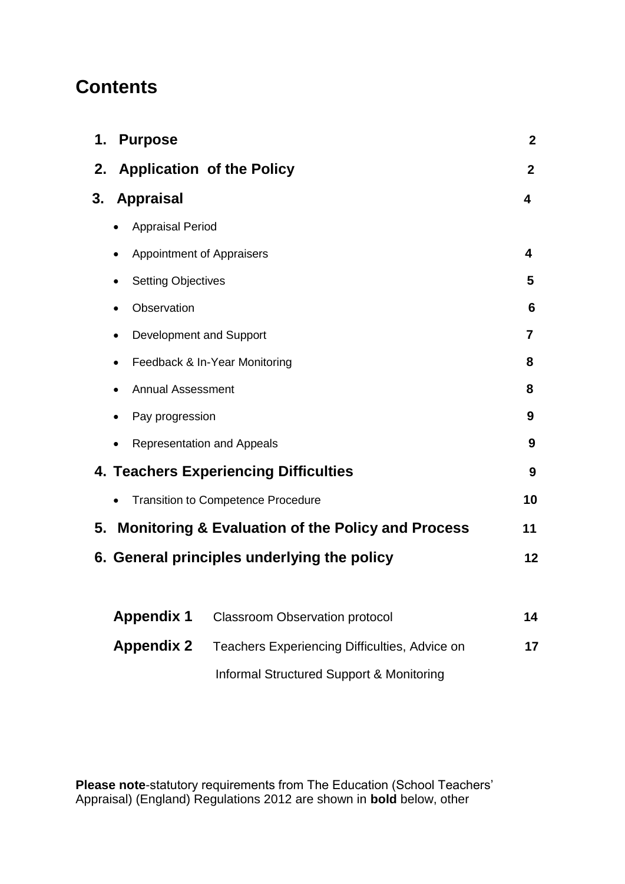# Contents

| | | |
|---|---|---|
| **1. Purpose** | | **2** |
| **2. Application of the Policy** | | **2** |
| **3. Appraisal** | | **4** |
| • Appraisal Period | | |
| • Appointment of Appraisers | | **4** |
| • Setting Objectives | | **5** |
| • Observation | | **6** |
| • Development and Support | | **7** |
| • Feedback & In-Year Monitoring | | **8** |
| • Annual Assessment | | **8** |
| • Pay progression | | **9** |
| • Representation and Appeals | | **9** |
| **4. Teachers Experiencing Difficulties** | | **9** |
| • Transition to Competence Procedure | | **10** |
| **5. Monitoring & Evaluation of the Policy and Process** | | **11** |
| **6. General principles underlying the policy** | | **12** |
| **Appendix 1** | Classroom Observation protocol | **14** |
| **Appendix 2** | Teachers Experiencing Difficulties, Advice on Informal Structured Support & Monitoring | **17** |

**Please note**-statutory requirements from The Education (School Teachers' Appraisal) (England) Regulations 2012 are shown in **bold** below, other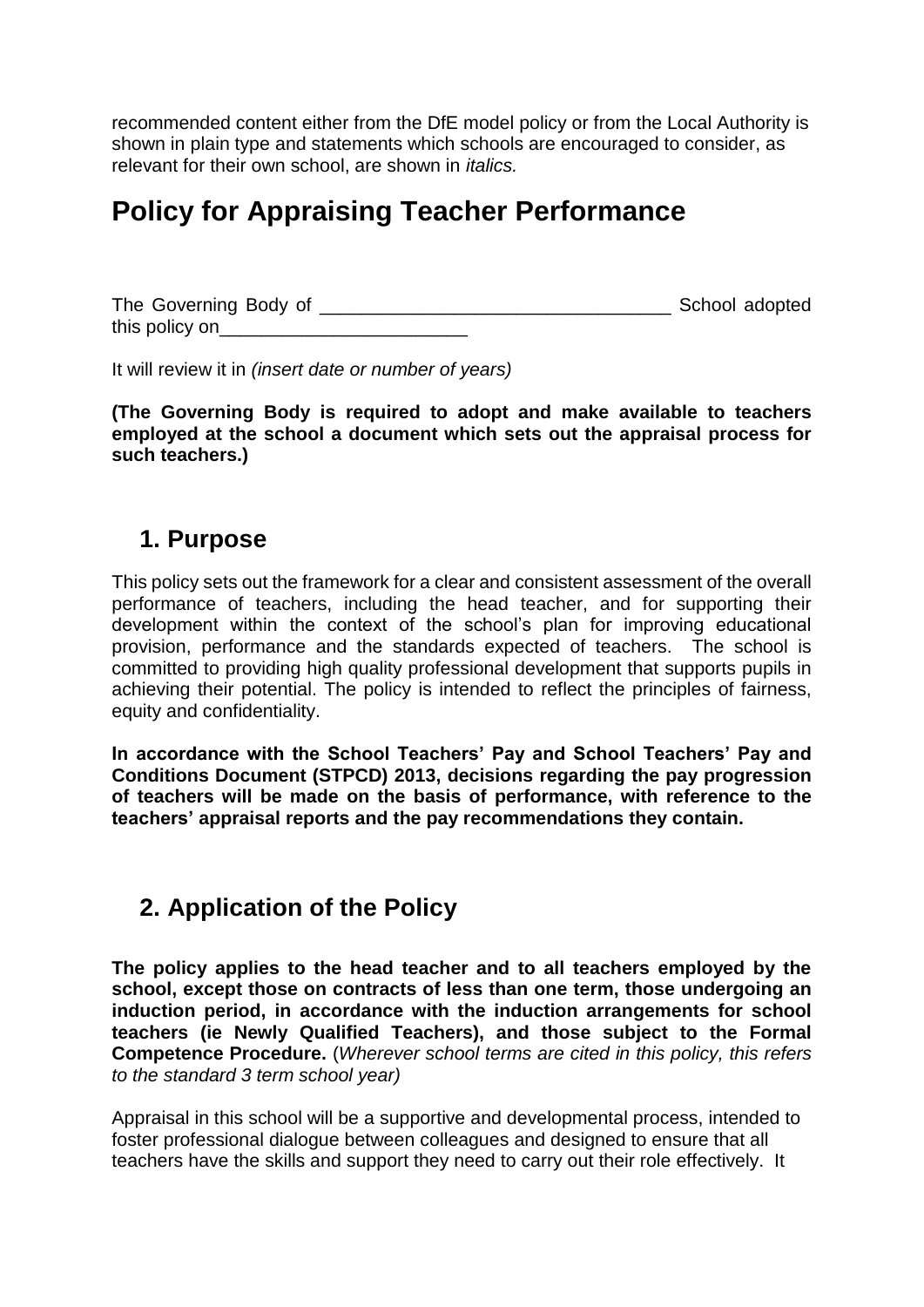recommended content either from the DfE model policy or from the Local Authority is shown in plain type and statements which schools are encouraged to consider, as relevant for their own school, are shown in *italics.*

# Policy for Appraising Teacher Performance

The Governing Body of __________________________________ School adopted this policy on________________________

It will review it in *(insert date or number of years)*

**(The Governing Body is required to adopt and make available to teachers employed at the school a document which sets out the appraisal process for such teachers.)**

## 1. Purpose

This policy sets out the framework for a clear and consistent assessment of the overall performance of teachers, including the head teacher, and for supporting their development within the context of the school's plan for improving educational provision, performance and the standards expected of teachers. The school is committed to providing high quality professional development that supports pupils in achieving their potential. The policy is intended to reflect the principles of fairness, equity and confidentiality.

**In accordance with the School Teachers' Pay and School Teachers' Pay and Conditions Document (STPCD) 2013, decisions regarding the pay progression of teachers will be made on the basis of performance, with reference to the teachers' appraisal reports and the pay recommendations they contain.**

## 2. Application of the Policy

**The policy applies to the head teacher and to all teachers employed by the school, except those on contracts of less than one term, those undergoing an induction period, in accordance with the induction arrangements for school teachers (ie Newly Qualified Teachers), and those subject to the Formal Competence Procedure.** (*Wherever school terms are cited in this policy, this refers to the standard 3 term school year)*

Appraisal in this school will be a supportive and developmental process, intended to foster professional dialogue between colleagues and designed to ensure that all teachers have the skills and support they need to carry out their role effectively. It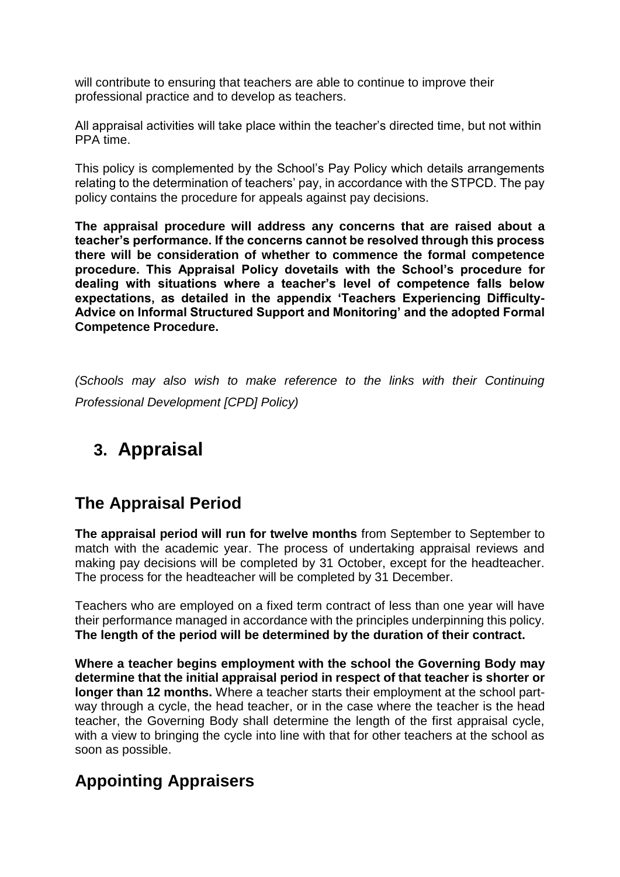will contribute to ensuring that teachers are able to continue to improve their professional practice and to develop as teachers.

All appraisal activities will take place within the teacher's directed time, but not within PPA time.

This policy is complemented by the School's Pay Policy which details arrangements relating to the determination of teachers' pay, in accordance with the STPCD. The pay policy contains the procedure for appeals against pay decisions.

**The appraisal procedure will address any concerns that are raised about a teacher's performance. If the concerns cannot be resolved through this process there will be consideration of whether to commence the formal competence procedure. This Appraisal Policy dovetails with the School's procedure for dealing with situations where a teacher's level of competence falls below expectations, as detailed in the appendix 'Teachers Experiencing Difficulty-Advice on Informal Structured Support and Monitoring' and the adopted Formal Competence Procedure.**

*(Schools may also wish to make reference to the links with their Continuing Professional Development [CPD] Policy)*

# 3. Appraisal

## The Appraisal Period

**The appraisal period will run for twelve months** from September to September to match with the academic year. The process of undertaking appraisal reviews and making pay decisions will be completed by 31 October, except for the headteacher. The process for the headteacher will be completed by 31 December.

Teachers who are employed on a fixed term contract of less than one year will have their performance managed in accordance with the principles underpinning this policy. **The length of the period will be determined by the duration of their contract.**

**Where a teacher begins employment with the school the Governing Body may determine that the initial appraisal period in respect of that teacher is shorter or longer than 12 months.** Where a teacher starts their employment at the school part-way through a cycle, the head teacher, or in the case where the teacher is the head teacher, the Governing Body shall determine the length of the first appraisal cycle, with a view to bringing the cycle into line with that for other teachers at the school as soon as possible.

## Appointing Appraisers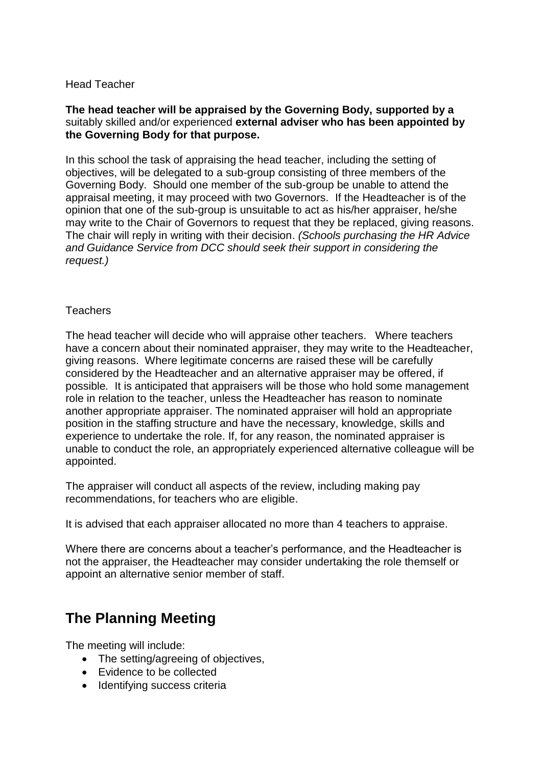Head Teacher

**The head teacher will be appraised by the Governing Body, supported by a** suitably skilled and/or experienced **external adviser who has been appointed by the Governing Body for that purpose.**

In this school the task of appraising the head teacher, including the setting of objectives, will be delegated to a sub-group consisting of three members of the Governing Body. Should one member of the sub-group be unable to attend the appraisal meeting, it may proceed with two Governors. If the Headteacher is of the opinion that one of the sub-group is unsuitable to act as his/her appraiser, he/she may write to the Chair of Governors to request that they be replaced, giving reasons. The chair will reply in writing with their decision. *(Schools purchasing the HR Advice and Guidance Service from DCC should seek their support in considering the request.)*

Teachers

The head teacher will decide who will appraise other teachers. Where teachers have a concern about their nominated appraiser, they may write to the Headteacher, giving reasons. Where legitimate concerns are raised these will be carefully considered by the Headteacher and an alternative appraiser may be offered, if possible. It is anticipated that appraisers will be those who hold some management role in relation to the teacher, unless the Headteacher has reason to nominate another appropriate appraiser. The nominated appraiser will hold an appropriate position in the staffing structure and have the necessary, knowledge, skills and experience to undertake the role. If, for any reason, the nominated appraiser is unable to conduct the role, an appropriately experienced alternative colleague will be appointed.

The appraiser will conduct all aspects of the review, including making pay recommendations, for teachers who are eligible.

It is advised that each appraiser allocated no more than 4 teachers to appraise.

Where there are concerns about a teacher's performance, and the Headteacher is not the appraiser, the Headteacher may consider undertaking the role themself or appoint an alternative senior member of staff.

## The Planning Meeting

The meeting will include:

- The setting/agreeing of objectives,
- Evidence to be collected
- Identifying success criteria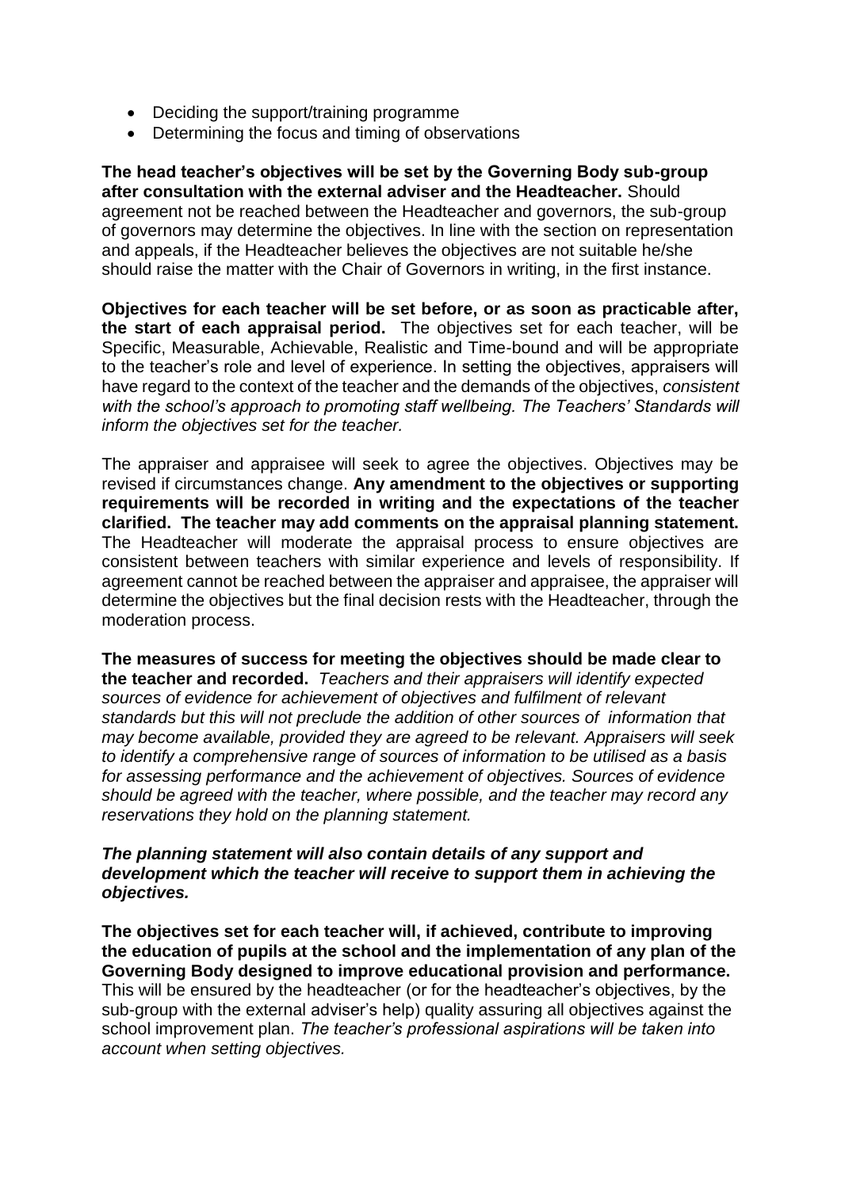- Deciding the support/training programme
- Determining the focus and timing of observations

**The head teacher's objectives will be set by the Governing Body sub-group after consultation with the external adviser and the Headteacher.** Should agreement not be reached between the Headteacher and governors, the sub-group of governors may determine the objectives. In line with the section on representation and appeals, if the Headteacher believes the objectives are not suitable he/she should raise the matter with the Chair of Governors in writing, in the first instance.

**Objectives for each teacher will be set before, or as soon as practicable after, the start of each appraisal period.** The objectives set for each teacher, will be Specific, Measurable, Achievable, Realistic and Time-bound and will be appropriate to the teacher's role and level of experience. In setting the objectives, appraisers will have regard to the context of the teacher and the demands of the objectives, *consistent with the school's approach to promoting staff wellbeing. The Teachers' Standards will inform the objectives set for the teacher.*

The appraiser and appraisee will seek to agree the objectives. Objectives may be revised if circumstances change. **Any amendment to the objectives or supporting requirements will be recorded in writing and the expectations of the teacher clarified. The teacher may add comments on the appraisal planning statement.** The Headteacher will moderate the appraisal process to ensure objectives are consistent between teachers with similar experience and levels of responsibility. If agreement cannot be reached between the appraiser and appraisee, the appraiser will determine the objectives but the final decision rests with the Headteacher, through the moderation process.

**The measures of success for meeting the objectives should be made clear to the teacher and recorded.** *Teachers and their appraisers will identify expected sources of evidence for achievement of objectives and fulfilment of relevant standards but this will not preclude the addition of other sources of information that may become available, provided they are agreed to be relevant. Appraisers will seek to identify a comprehensive range of sources of information to be utilised as a basis for assessing performance and the achievement of objectives. Sources of evidence should be agreed with the teacher, where possible, and the teacher may record any reservations they hold on the planning statement.*

***The planning statement will also contain details of any support and development which the teacher will receive to support them in achieving the objectives.***

**The objectives set for each teacher will, if achieved, contribute to improving the education of pupils at the school and the implementation of any plan of the Governing Body designed to improve educational provision and performance.** This will be ensured by the headteacher (or for the headteacher's objectives, by the sub-group with the external adviser's help) quality assuring all objectives against the school improvement plan. *The teacher's professional aspirations will be taken into account when setting objectives.*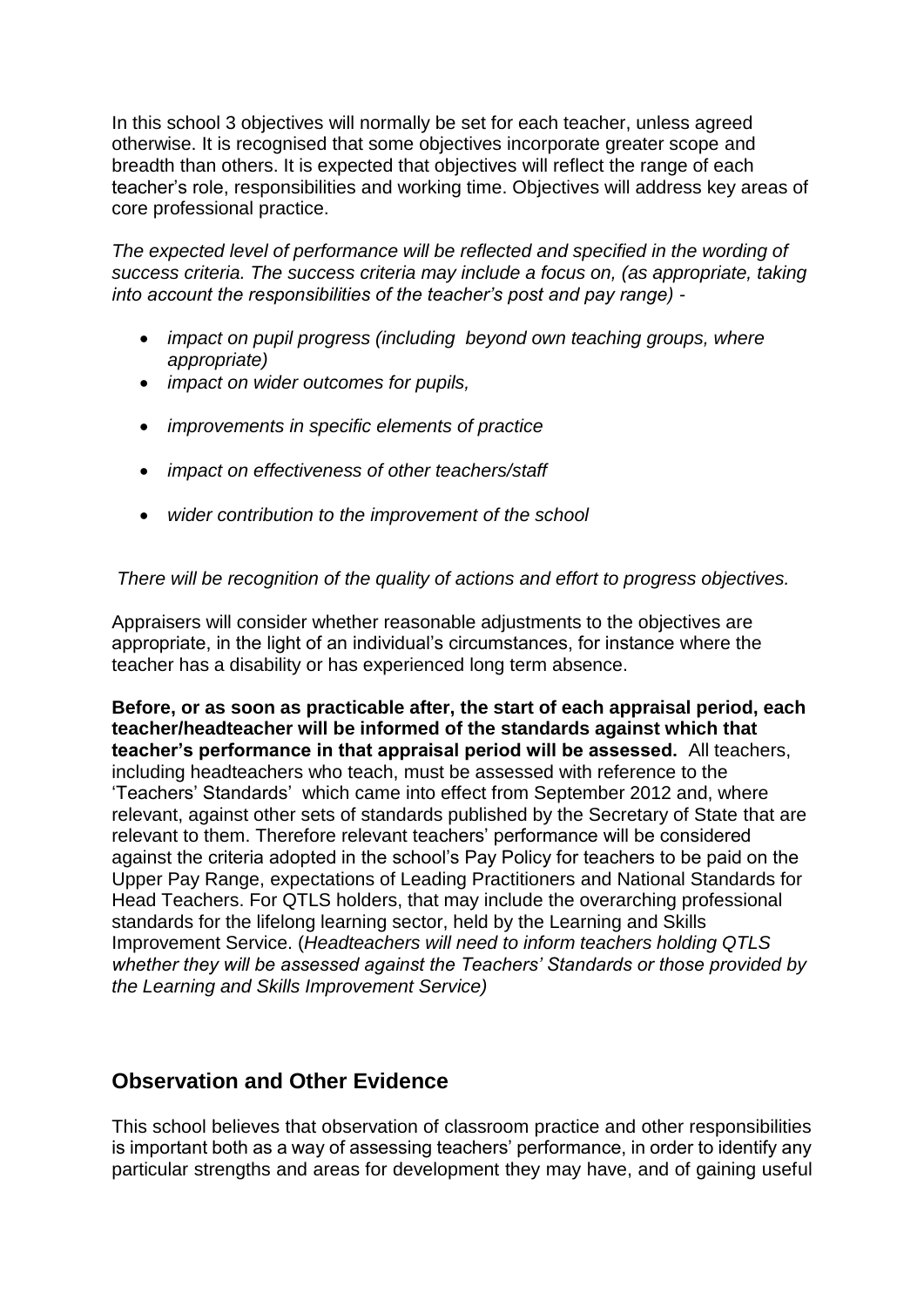In this school 3 objectives will normally be set for each teacher, unless agreed otherwise. It is recognised that some objectives incorporate greater scope and breadth than others. It is expected that objectives will reflect the range of each teacher's role, responsibilities and working time. Objectives will address key areas of core professional practice.

*The expected level of performance will be reflected and specified in the wording of success criteria. The success criteria may include a focus on, (as appropriate, taking into account the responsibilities of the teacher's post and pay range) -*

- *impact on pupil progress (including beyond own teaching groups, where appropriate)*
- *impact on wider outcomes for pupils,*
- *improvements in specific elements of practice*
- *impact on effectiveness of other teachers/staff*
- *wider contribution to the improvement of the school*

*There will be recognition of the quality of actions and effort to progress objectives.*

Appraisers will consider whether reasonable adjustments to the objectives are appropriate, in the light of an individual's circumstances, for instance where the teacher has a disability or has experienced long term absence.

**Before, or as soon as practicable after, the start of each appraisal period, each teacher/headteacher will be informed of the standards against which that teacher's performance in that appraisal period will be assessed.** All teachers, including headteachers who teach, must be assessed with reference to the 'Teachers' Standards' which came into effect from September 2012 and, where relevant, against other sets of standards published by the Secretary of State that are relevant to them. Therefore relevant teachers' performance will be considered against the criteria adopted in the school's Pay Policy for teachers to be paid on the Upper Pay Range, expectations of Leading Practitioners and National Standards for Head Teachers. For QTLS holders, that may include the overarching professional standards for the lifelong learning sector, held by the Learning and Skills Improvement Service. (*Headteachers will need to inform teachers holding QTLS whether they will be assessed against the Teachers' Standards or those provided by the Learning and Skills Improvement Service)*

## Observation and Other Evidence

This school believes that observation of classroom practice and other responsibilities is important both as a way of assessing teachers' performance, in order to identify any particular strengths and areas for development they may have, and of gaining useful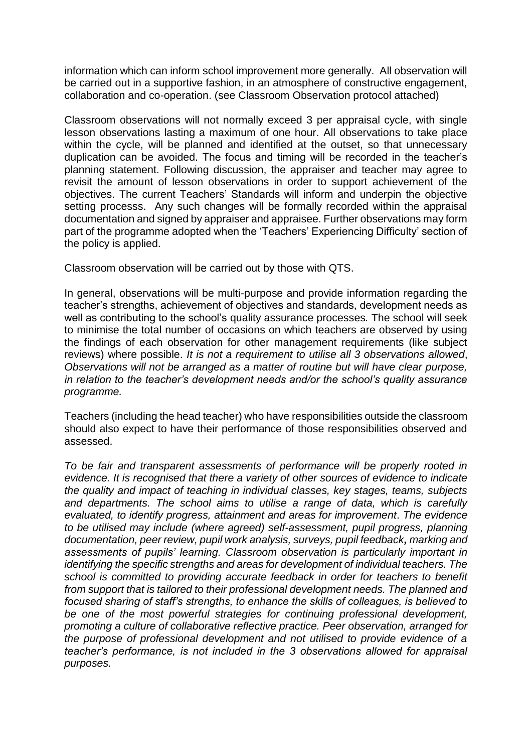information which can inform school improvement more generally. All observation will be carried out in a supportive fashion, in an atmosphere of constructive engagement, collaboration and co-operation. (see Classroom Observation protocol attached)

Classroom observations will not normally exceed 3 per appraisal cycle, with single lesson observations lasting a maximum of one hour. All observations to take place within the cycle, will be planned and identified at the outset, so that unnecessary duplication can be avoided. The focus and timing will be recorded in the teacher's planning statement. Following discussion, the appraiser and teacher may agree to revisit the amount of lesson observations in order to support achievement of the objectives. The current Teachers' Standards will inform and underpin the objective setting processs. Any such changes will be formally recorded within the appraisal documentation and signed by appraiser and appraisee. Further observations may form part of the programme adopted when the 'Teachers' Experiencing Difficulty' section of the policy is applied.

Classroom observation will be carried out by those with QTS.

In general, observations will be multi-purpose and provide information regarding the teacher's strengths, achievement of objectives and standards, development needs as well as contributing to the school's quality assurance processes. The school will seek to minimise the total number of occasions on which teachers are observed by using the findings of each observation for other management requirements (like subject reviews) where possible. *It is not a requirement to utilise all 3 observations allowed*, *Observations will not be arranged as a matter of routine but will have clear purpose, in relation to the teacher's development needs and/or the school's quality assurance programme.*

Teachers (including the head teacher) who have responsibilities outside the classroom should also expect to have their performance of those responsibilities observed and assessed.

*To be fair and transparent assessments of performance will be properly rooted in evidence. It is recognised that there a variety of other sources of evidence to indicate the quality and impact of teaching in individual classes, key stages, teams, subjects and departments. The school aims to utilise a range of data, which is carefully evaluated, to identify progress, attainment and areas for improvement. The evidence to be utilised may include (where agreed) self-assessment, pupil progress, planning documentation, peer review, pupil work analysis, surveys, pupil feedback, marking and assessments of pupils' learning. Classroom observation is particularly important in identifying the specific strengths and areas for development of individual teachers. The school is committed to providing accurate feedback in order for teachers to benefit from support that is tailored to their professional development needs. The planned and focused sharing of staff's strengths, to enhance the skills of colleagues, is believed to be one of the most powerful strategies for continuing professional development, promoting a culture of collaborative reflective practice. Peer observation, arranged for the purpose of professional development and not utilised to provide evidence of a teacher's performance, is not included in the 3 observations allowed for appraisal purposes.*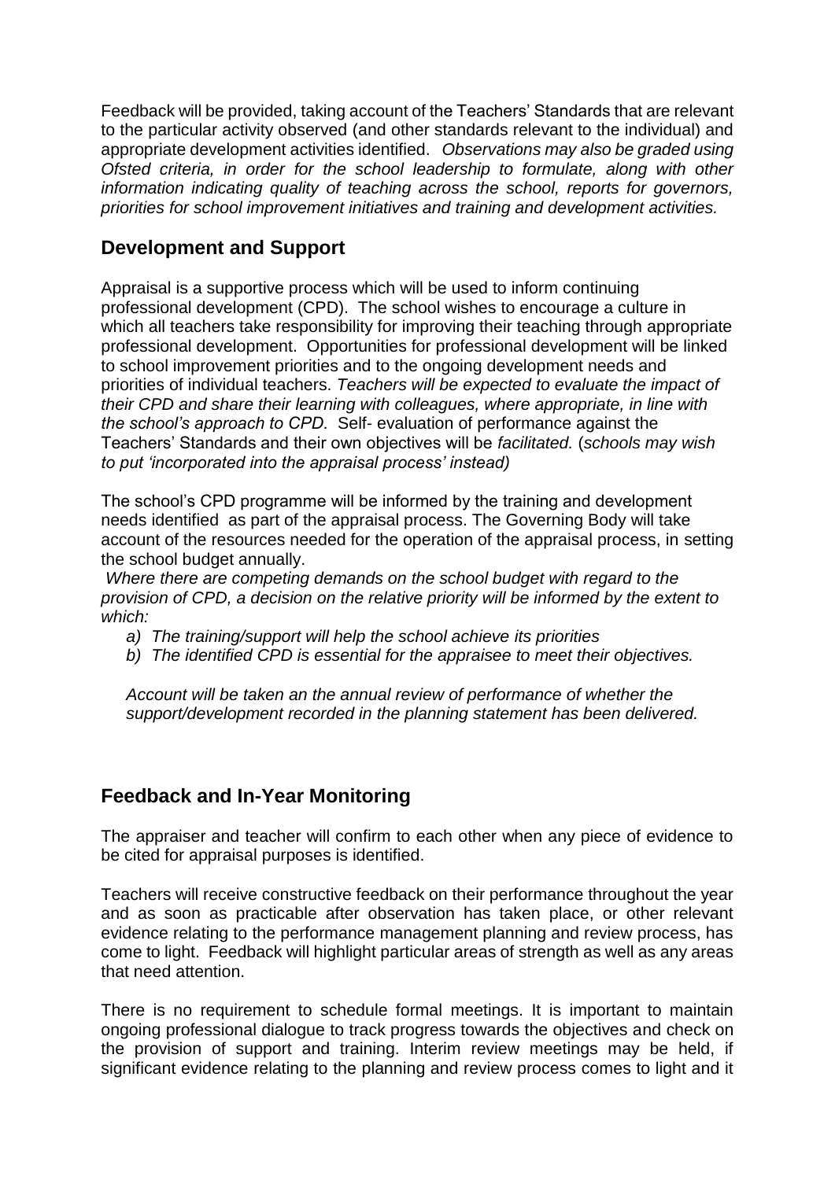Feedback will be provided, taking account of the Teachers' Standards that are relevant to the particular activity observed (and other standards relevant to the individual) and appropriate development activities identified. *Observations may also be graded using Ofsted criteria, in order for the school leadership to formulate, along with other information indicating quality of teaching across the school, reports for governors, priorities for school improvement initiatives and training and development activities.*

## Development and Support

Appraisal is a supportive process which will be used to inform continuing professional development (CPD). The school wishes to encourage a culture in which all teachers take responsibility for improving their teaching through appropriate professional development. Opportunities for professional development will be linked to school improvement priorities and to the ongoing development needs and priorities of individual teachers. *Teachers will be expected to evaluate the impact of their CPD and share their learning with colleagues, where appropriate, in line with the school's approach to CPD.* Self- evaluation of performance against the Teachers' Standards and their own objectives will be *facilitated.* (*schools may wish to put 'incorporated into the appraisal process' instead)*

The school's CPD programme will be informed by the training and development needs identified as part of the appraisal process. The Governing Body will take account of the resources needed for the operation of the appraisal process, in setting the school budget annually.

*Where there are competing demands on the school budget with regard to the provision of CPD, a decision on the relative priority will be informed by the extent to which:*

*a) The training/support will help the school achieve its priorities*
*b) The identified CPD is essential for the appraisee to meet their objectives.*

*Account will be taken an the annual review of performance of whether the support/development recorded in the planning statement has been delivered.*

## Feedback and In-Year Monitoring

The appraiser and teacher will confirm to each other when any piece of evidence to be cited for appraisal purposes is identified.

Teachers will receive constructive feedback on their performance throughout the year and as soon as practicable after observation has taken place, or other relevant evidence relating to the performance management planning and review process, has come to light. Feedback will highlight particular areas of strength as well as any areas that need attention.

There is no requirement to schedule formal meetings. It is important to maintain ongoing professional dialogue to track progress towards the objectives and check on the provision of support and training. Interim review meetings may be held, if significant evidence relating to the planning and review process comes to light and it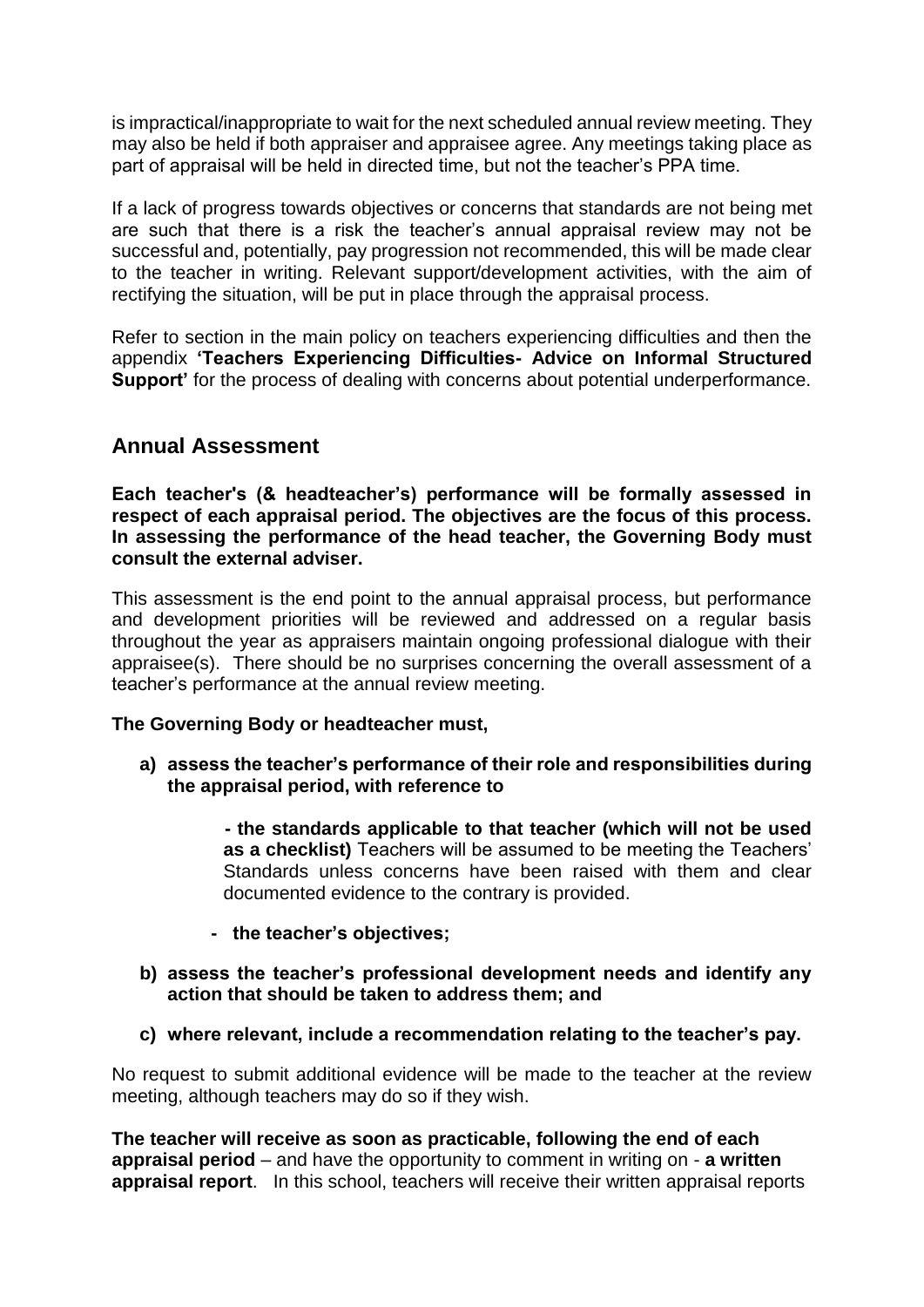is impractical/inappropriate to wait for the next scheduled annual review meeting. They may also be held if both appraiser and appraisee agree. Any meetings taking place as part of appraisal will be held in directed time, but not the teacher's PPA time.

If a lack of progress towards objectives or concerns that standards are not being met are such that there is a risk the teacher's annual appraisal review may not be successful and, potentially, pay progression not recommended, this will be made clear to the teacher in writing. Relevant support/development activities, with the aim of rectifying the situation, will be put in place through the appraisal process.

Refer to section in the main policy on teachers experiencing difficulties and then the appendix **'Teachers Experiencing Difficulties- Advice on Informal Structured Support'** for the process of dealing with concerns about potential underperformance.

## Annual Assessment

**Each teacher's (& headteacher's) performance will be formally assessed in respect of each appraisal period. The objectives are the focus of this process. In assessing the performance of the head teacher, the Governing Body must consult the external adviser.**

This assessment is the end point to the annual appraisal process, but performance and development priorities will be reviewed and addressed on a regular basis throughout the year as appraisers maintain ongoing professional dialogue with their appraisee(s). There should be no surprises concerning the overall assessment of a teacher's performance at the annual review meeting.

**The Governing Body or headteacher must,**

a) **assess the teacher's performance of their role and responsibilities during the appraisal period, with reference to**

   - **the standards applicable to that teacher (which will not be used as a checklist)** Teachers will be assumed to be meeting the Teachers' Standards unless concerns have been raised with them and clear documented evidence to the contrary is provided.

   - **the teacher's objectives;**

b) **assess the teacher's professional development needs and identify any action that should be taken to address them; and**

c) **where relevant, include a recommendation relating to the teacher's pay.**

No request to submit additional evidence will be made to the teacher at the review meeting, although teachers may do so if they wish.

**The teacher will receive as soon as practicable, following the end of each appraisal period** – and have the opportunity to comment in writing on - **a written appraisal report**. In this school, teachers will receive their written appraisal reports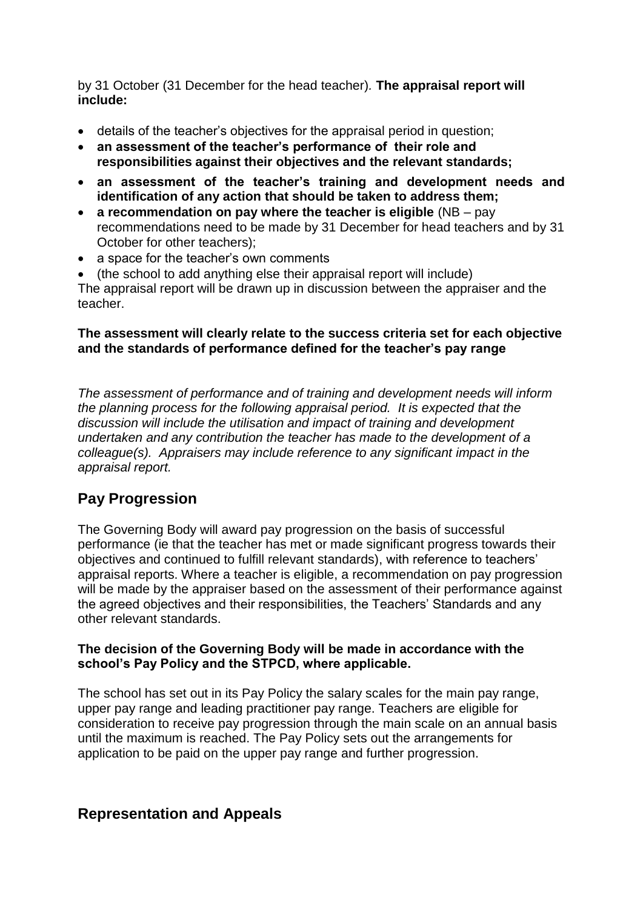by 31 October (31 December for the head teacher). **The appraisal report will include:**

- details of the teacher's objectives for the appraisal period in question;
- **an assessment of the teacher's performance of their role and responsibilities against their objectives and the relevant standards;**
- **an assessment of the teacher's training and development needs and identification of any action that should be taken to address them;**
- **a recommendation on pay where the teacher is eligible** (NB – pay recommendations need to be made by 31 December for head teachers and by 31 October for other teachers);
- a space for the teacher's own comments
- (the school to add anything else their appraisal report will include)

The appraisal report will be drawn up in discussion between the appraiser and the teacher.

**The assessment will clearly relate to the success criteria set for each objective and the standards of performance defined for the teacher's pay range**

*The assessment of performance and of training and development needs will inform the planning process for the following appraisal period. It is expected that the discussion will include the utilisation and impact of training and development undertaken and any contribution the teacher has made to the development of a colleague(s). Appraisers may include reference to any significant impact in the appraisal report.*

## Pay Progression

The Governing Body will award pay progression on the basis of successful performance (ie that the teacher has met or made significant progress towards their objectives and continued to fulfill relevant standards), with reference to teachers' appraisal reports. Where a teacher is eligible, a recommendation on pay progression will be made by the appraiser based on the assessment of their performance against the agreed objectives and their responsibilities, the Teachers' Standards and any other relevant standards.

**The decision of the Governing Body will be made in accordance with the school's Pay Policy and the STPCD, where applicable.**

The school has set out in its Pay Policy the salary scales for the main pay range, upper pay range and leading practitioner pay range. Teachers are eligible for consideration to receive pay progression through the main scale on an annual basis until the maximum is reached. The Pay Policy sets out the arrangements for application to be paid on the upper pay range and further progression.

## Representation and Appeals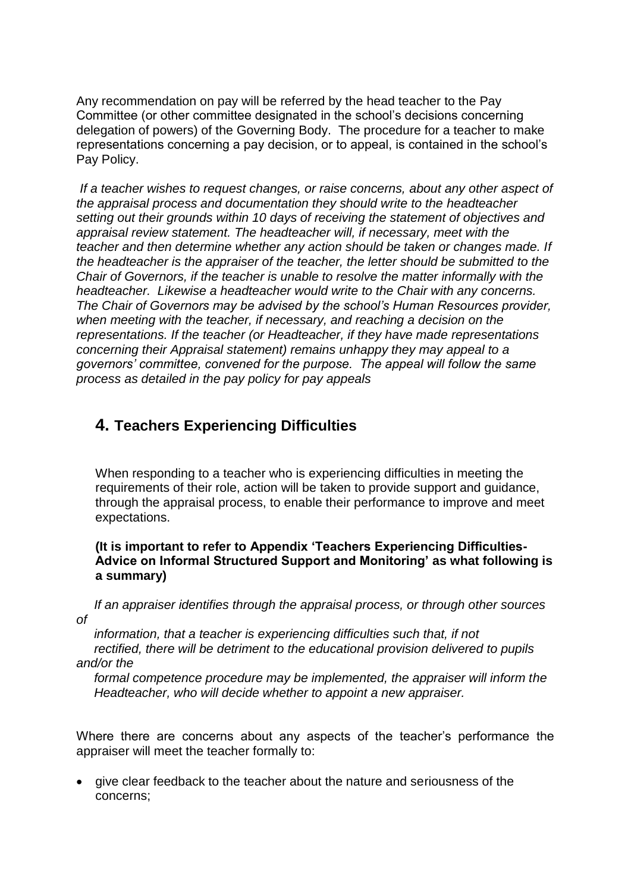Any recommendation on pay will be referred by the head teacher to the Pay Committee (or other committee designated in the school's decisions concerning delegation of powers) of the Governing Body. The procedure for a teacher to make representations concerning a pay decision, or to appeal, is contained in the school's Pay Policy.

*If a teacher wishes to request changes, or raise concerns, about any other aspect of the appraisal process and documentation they should write to the headteacher setting out their grounds within 10 days of receiving the statement of objectives and appraisal review statement. The headteacher will, if necessary, meet with the teacher and then determine whether any action should be taken or changes made. If the headteacher is the appraiser of the teacher, the letter should be submitted to the Chair of Governors, if the teacher is unable to resolve the matter informally with the headteacher. Likewise a headteacher would write to the Chair with any concerns. The Chair of Governors may be advised by the school's Human Resources provider, when meeting with the teacher, if necessary, and reaching a decision on the representations. If the teacher (or Headteacher, if they have made representations concerning their Appraisal statement) remains unhappy they may appeal to a governors' committee, convened for the purpose. The appeal will follow the same process as detailed in the pay policy for pay appeals*

## 4. Teachers Experiencing Difficulties

When responding to a teacher who is experiencing difficulties in meeting the requirements of their role, action will be taken to provide support and guidance, through the appraisal process, to enable their performance to improve and meet expectations.

**(It is important to refer to Appendix 'Teachers Experiencing Difficulties- Advice on Informal Structured Support and Monitoring' as what following is a summary)**

*If an appraiser identifies through the appraisal process, or through other sources of information, that a teacher is experiencing difficulties such that, if not rectified, there will be detriment to the educational provision delivered to pupils and/or the formal competence procedure may be implemented, the appraiser will inform the Headteacher, who will decide whether to appoint a new appraiser.*

Where there are concerns about any aspects of the teacher's performance the appraiser will meet the teacher formally to:

- give clear feedback to the teacher about the nature and seriousness of the concerns;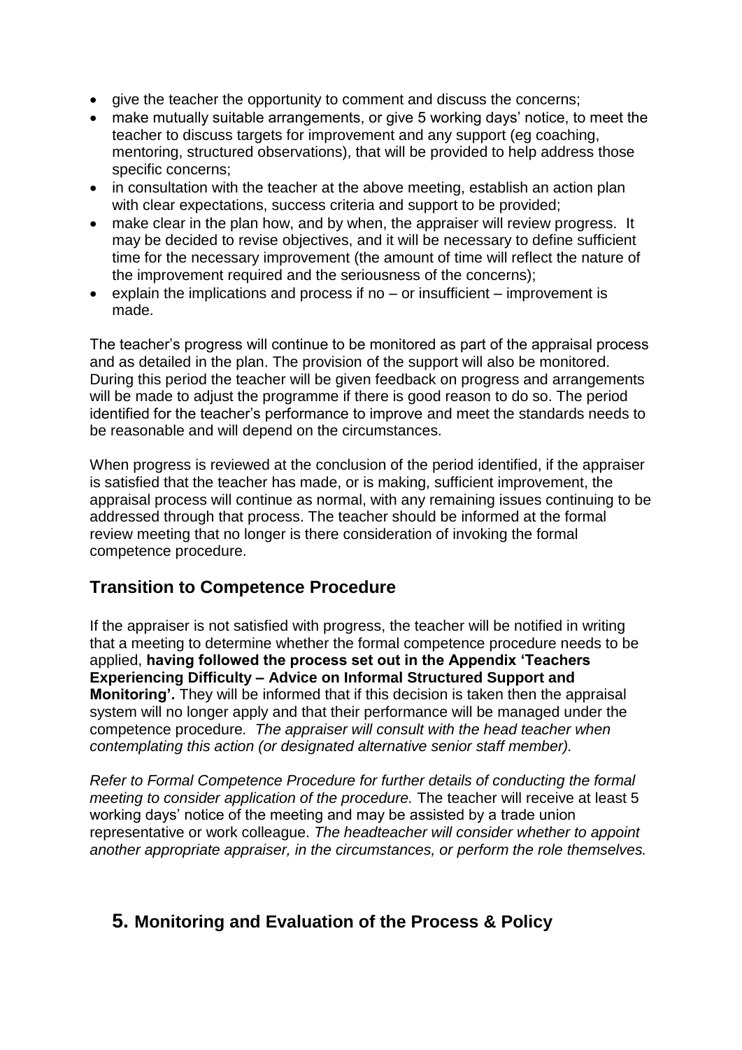- give the teacher the opportunity to comment and discuss the concerns;
- make mutually suitable arrangements, or give 5 working days' notice, to meet the teacher to discuss targets for improvement and any support (eg coaching, mentoring, structured observations), that will be provided to help address those specific concerns;
- in consultation with the teacher at the above meeting, establish an action plan with clear expectations, success criteria and support to be provided;
- make clear in the plan how, and by when, the appraiser will review progress. It may be decided to revise objectives, and it will be necessary to define sufficient time for the necessary improvement (the amount of time will reflect the nature of the improvement required and the seriousness of the concerns);
- explain the implications and process if no – or insufficient – improvement is made.

The teacher's progress will continue to be monitored as part of the appraisal process and as detailed in the plan. The provision of the support will also be monitored. During this period the teacher will be given feedback on progress and arrangements will be made to adjust the programme if there is good reason to do so. The period identified for the teacher's performance to improve and meet the standards needs to be reasonable and will depend on the circumstances.

When progress is reviewed at the conclusion of the period identified, if the appraiser is satisfied that the teacher has made, or is making, sufficient improvement, the appraisal process will continue as normal, with any remaining issues continuing to be addressed through that process. The teacher should be informed at the formal review meeting that no longer is there consideration of invoking the formal competence procedure.

## Transition to Competence Procedure

If the appraiser is not satisfied with progress, the teacher will be notified in writing that a meeting to determine whether the formal competence procedure needs to be applied, **having followed the process set out in the Appendix 'Teachers Experiencing Difficulty – Advice on Informal Structured Support and Monitoring'.** They will be informed that if this decision is taken then the appraisal system will no longer apply and that their performance will be managed under the competence procedure. *The appraiser will consult with the head teacher when contemplating this action (or designated alternative senior staff member).*

*Refer to Formal Competence Procedure for further details of conducting the formal meeting to consider application of the procedure.* The teacher will receive at least 5 working days' notice of the meeting and may be assisted by a trade union representative or work colleague. *The headteacher will consider whether to appoint another appropriate appraiser, in the circumstances, or perform the role themselves.*

# 5. Monitoring and Evaluation of the Process & Policy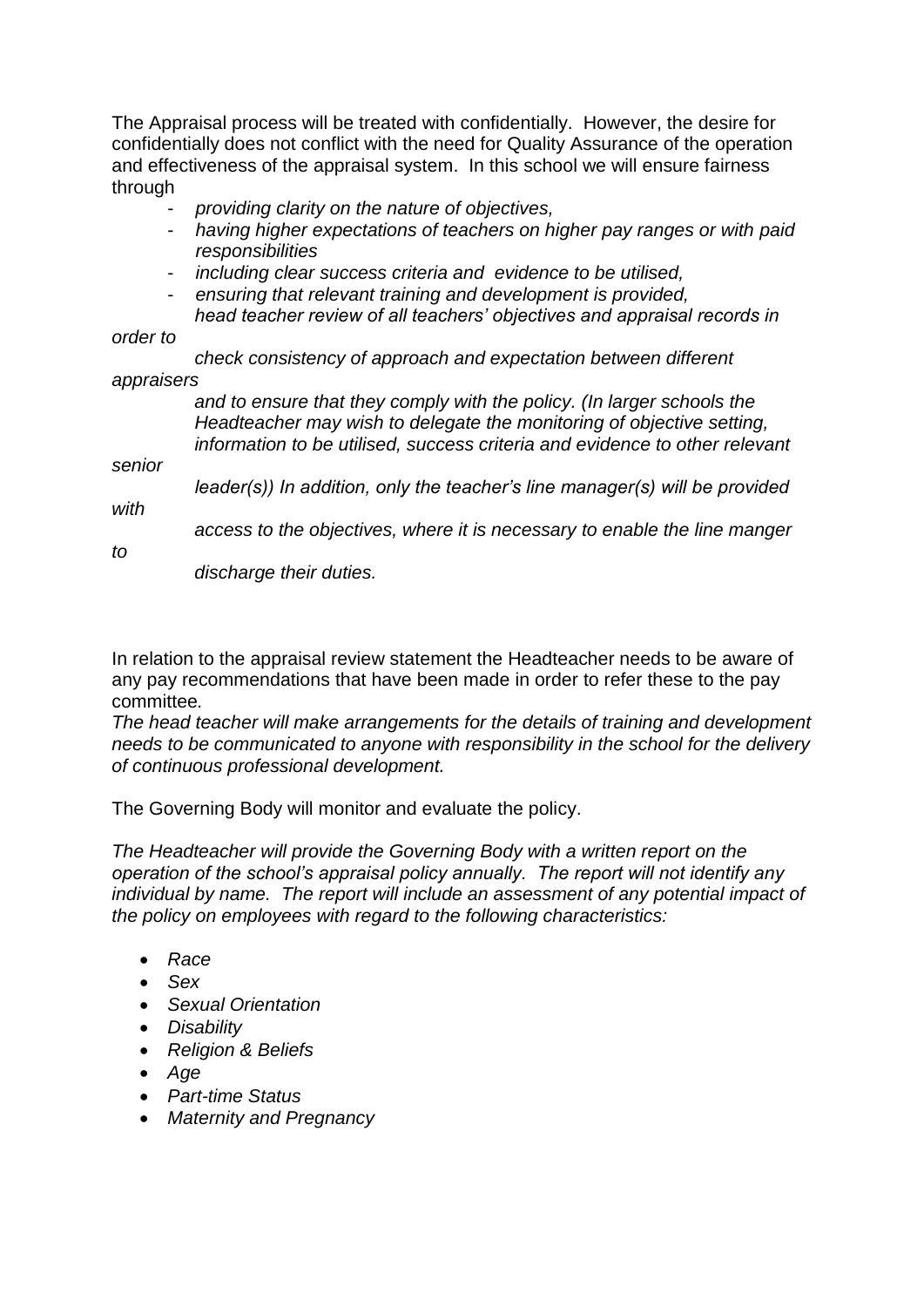The Appraisal process will be treated with confidentially. However, the desire for confidentially does not conflict with the need for Quality Assurance of the operation and effectiveness of the appraisal system. In this school we will ensure fairness through

- *providing clarity on the nature of objectives,*
- *having higher expectations of teachers on higher pay ranges or with paid responsibilities*
- *including clear success criteria and evidence to be utilised,*
- *ensuring that relevant training and development is provided,*
  *head teacher review of all teachers' objectives and appraisal records in order to check consistency of approach and expectation between different appraisers and to ensure that they comply with the policy. (In larger schools the Headteacher may wish to delegate the monitoring of objective setting, information to be utilised, success criteria and evidence to other relevant senior leader(s)) In addition, only the teacher's line manager(s) will be provided with access to the objectives, where it is necessary to enable the line manger to discharge their duties.*

In relation to the appraisal review statement the Headteacher needs to be aware of any pay recommendations that have been made in order to refer these to the pay committee*.*
*The head teacher will make arrangements for the details of training and development needs to be communicated to anyone with responsibility in the school for the delivery of continuous professional development.*

The Governing Body will monitor and evaluate the policy.

*The Headteacher will provide the Governing Body with a written report on the operation of the school's appraisal policy annually. The report will not identify any individual by name. The report will include an assessment of any potential impact of the policy on employees with regard to the following characteristics:*

- *Race*
- *Sex*
- *Sexual Orientation*
- *Disability*
- *Religion & Beliefs*
- *Age*
- *Part-time Status*
- *Maternity and Pregnancy*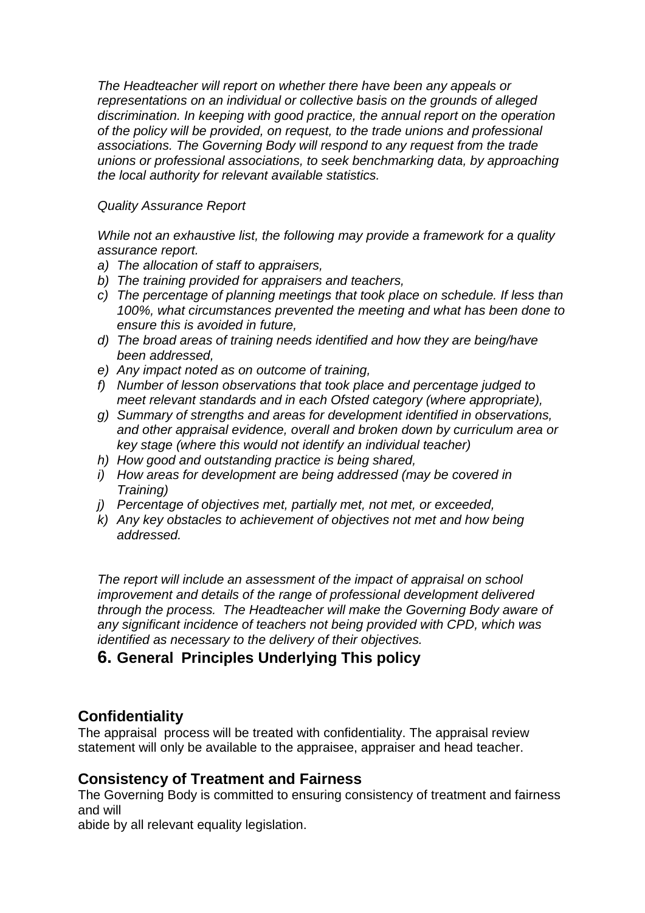*The Headteacher will report on whether there have been any appeals or representations on an individual or collective basis on the grounds of alleged discrimination. In keeping with good practice, the annual report on the operation of the policy will be provided, on request, to the trade unions and professional associations. The Governing Body will respond to any request from the trade unions or professional associations, to seek benchmarking data, by approaching the local authority for relevant available statistics.*

*Quality Assurance Report*

*While not an exhaustive list, the following may provide a framework for a quality assurance report.*

*a) The allocation of staff to appraisers,*
*b) The training provided for appraisers and teachers,*
*c) The percentage of planning meetings that took place on schedule. If less than 100%, what circumstances prevented the meeting and what has been done to ensure this is avoided in future,*
*d) The broad areas of training needs identified and how they are being/have been addressed,*
*e) Any impact noted as on outcome of training,*
*f) Number of lesson observations that took place and percentage judged to meet relevant standards and in each Ofsted category (where appropriate),*
*g) Summary of strengths and areas for development identified in observations, and other appraisal evidence, overall and broken down by curriculum area or key stage (where this would not identify an individual teacher)*
*h) How good and outstanding practice is being shared,*
*i) How areas for development are being addressed (may be covered in Training)*
*j) Percentage of objectives met, partially met, not met, or exceeded,*
*k) Any key obstacles to achievement of objectives not met and how being addressed.*

*The report will include an assessment of the impact of appraisal on school improvement and details of the range of professional development delivered through the process. The Headteacher will make the Governing Body aware of any significant incidence of teachers not being provided with CPD, which was identified as necessary to the delivery of their objectives.*

## 6. General Principles Underlying This policy

### Confidentiality

The appraisal process will be treated with confidentiality. The appraisal review statement will only be available to the appraisee, appraiser and head teacher.

### Consistency of Treatment and Fairness

The Governing Body is committed to ensuring consistency of treatment and fairness and will
abide by all relevant equality legislation.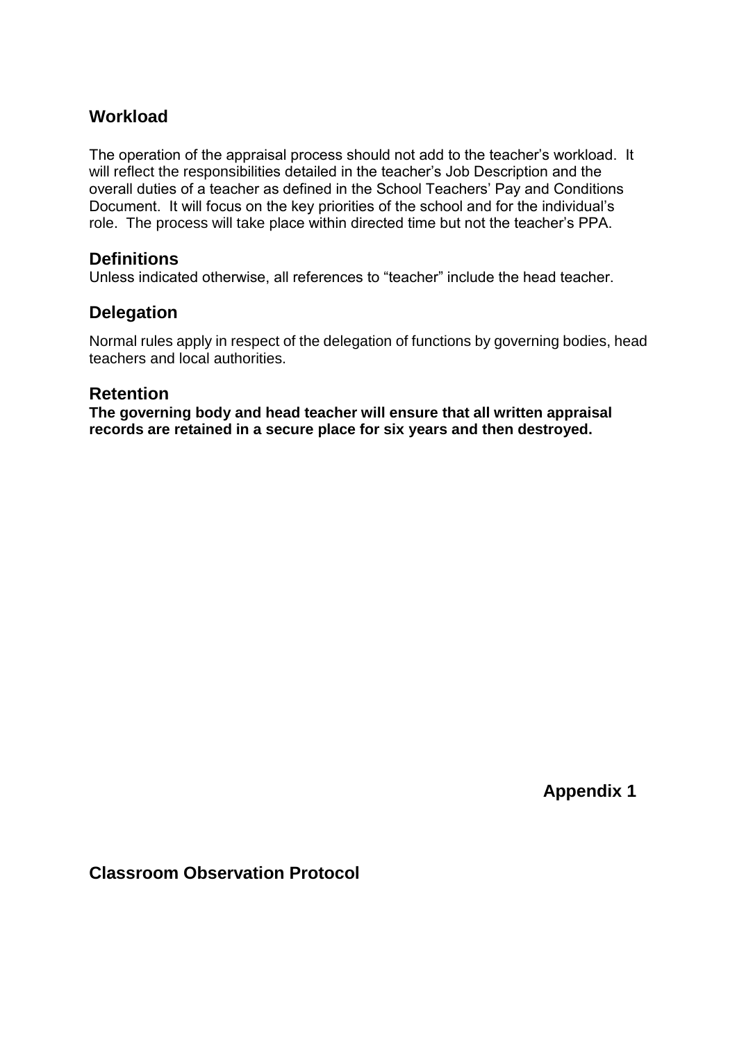## Workload

The operation of the appraisal process should not add to the teacher's workload. It will reflect the responsibilities detailed in the teacher's Job Description and the overall duties of a teacher as defined in the School Teachers' Pay and Conditions Document. It will focus on the key priorities of the school and for the individual's role. The process will take place within directed time but not the teacher's PPA.

## Definitions

Unless indicated otherwise, all references to "teacher" include the head teacher.

## Delegation

Normal rules apply in respect of the delegation of functions by governing bodies, head teachers and local authorities.

## Retention

**The governing body and head teacher will ensure that all written appraisal records are retained in a secure place for six years and then destroyed.**

**Appendix 1**

## Classroom Observation Protocol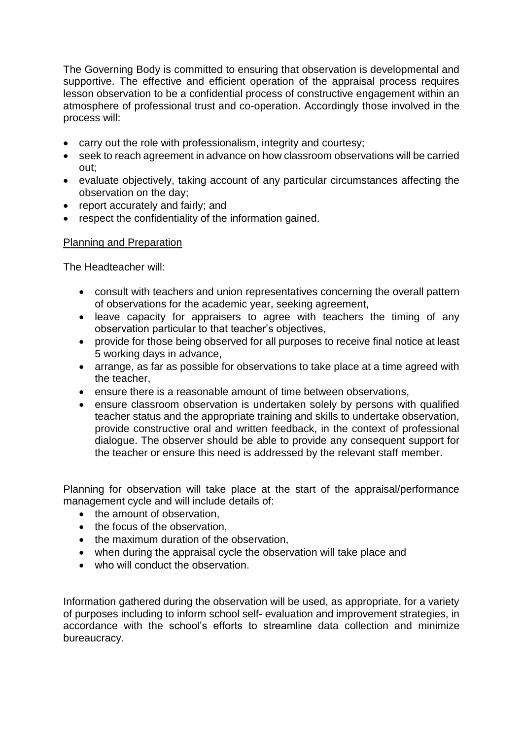The Governing Body is committed to ensuring that observation is developmental and supportive. The effective and efficient operation of the appraisal process requires lesson observation to be a confidential process of constructive engagement within an atmosphere of professional trust and co-operation. Accordingly those involved in the process will:

- carry out the role with professionalism, integrity and courtesy;
- seek to reach agreement in advance on how classroom observations will be carried out;
- evaluate objectively, taking account of any particular circumstances affecting the observation on the day;
- report accurately and fairly; and
- respect the confidentiality of the information gained.

<u>Planning and Preparation</u>

The Headteacher will:

- consult with teachers and union representatives concerning the overall pattern of observations for the academic year, seeking agreement,
- leave capacity for appraisers to agree with teachers the timing of any observation particular to that teacher's objectives,
- provide for those being observed for all purposes to receive final notice at least 5 working days in advance,
- arrange, as far as possible for observations to take place at a time agreed with the teacher,
- ensure there is a reasonable amount of time between observations,
- ensure classroom observation is undertaken solely by persons with qualified teacher status and the appropriate training and skills to undertake observation, provide constructive oral and written feedback, in the context of professional dialogue. The observer should be able to provide any consequent support for the teacher or ensure this need is addressed by the relevant staff member.

Planning for observation will take place at the start of the appraisal/performance management cycle and will include details of:

- the amount of observation,
- the focus of the observation,
- the maximum duration of the observation,
- when during the appraisal cycle the observation will take place and
- who will conduct the observation.

Information gathered during the observation will be used, as appropriate, for a variety of purposes including to inform school self- evaluation and improvement strategies, in accordance with the school's efforts to streamline data collection and minimize bureaucracy.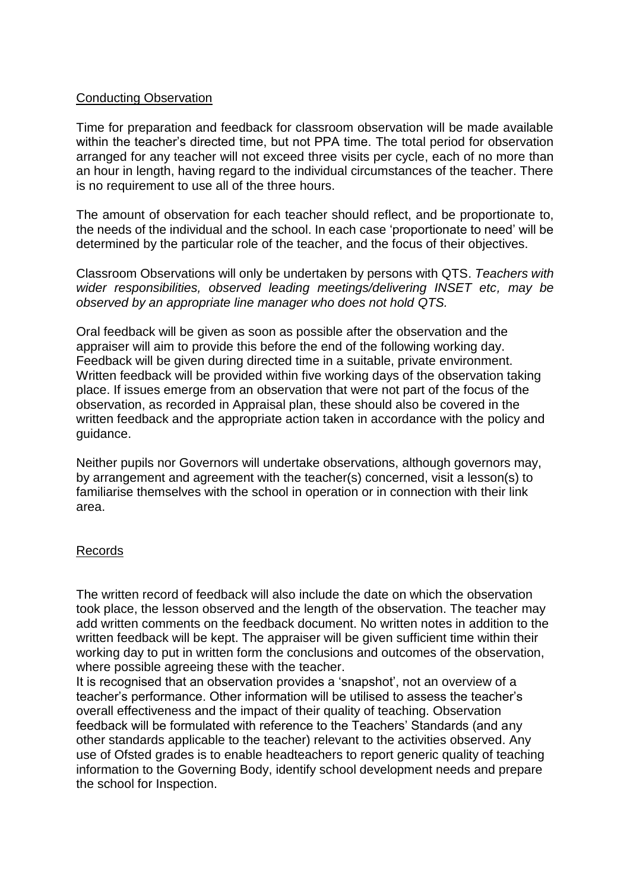Conducting Observation

Time for preparation and feedback for classroom observation will be made available within the teacher's directed time, but not PPA time. The total period for observation arranged for any teacher will not exceed three visits per cycle, each of no more than an hour in length, having regard to the individual circumstances of the teacher. There is no requirement to use all of the three hours.

The amount of observation for each teacher should reflect, and be proportionate to, the needs of the individual and the school. In each case 'proportionate to need' will be determined by the particular role of the teacher, and the focus of their objectives.

Classroom Observations will only be undertaken by persons with QTS. *Teachers with wider responsibilities, observed leading meetings/delivering INSET etc, may be observed by an appropriate line manager who does not hold QTS.*

Oral feedback will be given as soon as possible after the observation and the appraiser will aim to provide this before the end of the following working day. Feedback will be given during directed time in a suitable, private environment. Written feedback will be provided within five working days of the observation taking place. If issues emerge from an observation that were not part of the focus of the observation, as recorded in Appraisal plan, these should also be covered in the written feedback and the appropriate action taken in accordance with the policy and guidance.

Neither pupils nor Governors will undertake observations, although governors may, by arrangement and agreement with the teacher(s) concerned, visit a lesson(s) to familiarise themselves with the school in operation or in connection with their link area.

Records

The written record of feedback will also include the date on which the observation took place, the lesson observed and the length of the observation. The teacher may add written comments on the feedback document. No written notes in addition to the written feedback will be kept. The appraiser will be given sufficient time within their working day to put in written form the conclusions and outcomes of the observation, where possible agreeing these with the teacher.
It is recognised that an observation provides a 'snapshot', not an overview of a teacher's performance. Other information will be utilised to assess the teacher's overall effectiveness and the impact of their quality of teaching. Observation feedback will be formulated with reference to the Teachers' Standards (and any other standards applicable to the teacher) relevant to the activities observed. Any use of Ofsted grades is to enable headteachers to report generic quality of teaching information to the Governing Body, identify school development needs and prepare the school for Inspection.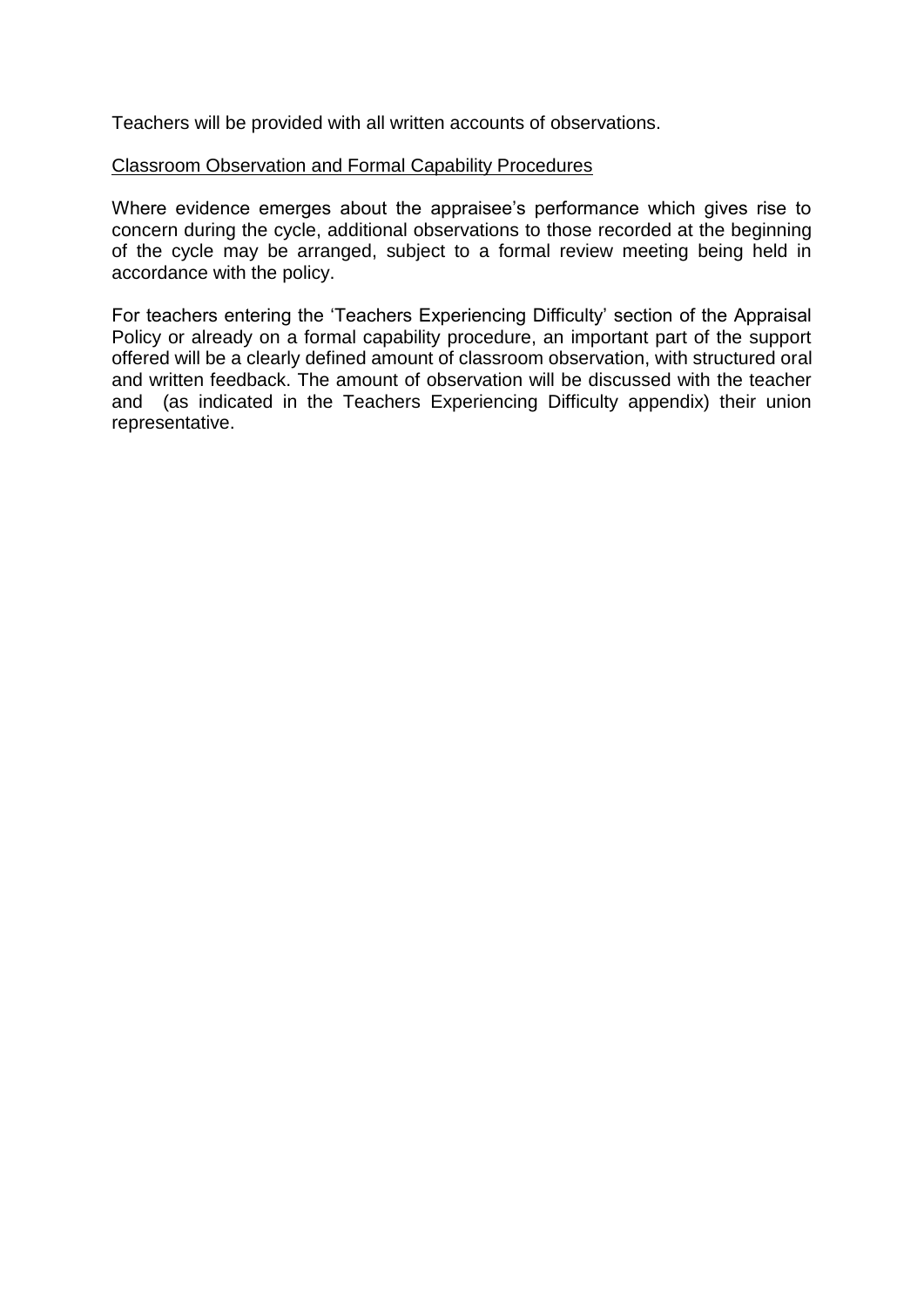Teachers will be provided with all written accounts of observations.

<u>Classroom Observation and Formal Capability Procedures</u>

Where evidence emerges about the appraisee's performance which gives rise to concern during the cycle, additional observations to those recorded at the beginning of the cycle may be arranged, subject to a formal review meeting being held in accordance with the policy.

For teachers entering the 'Teachers Experiencing Difficulty' section of the Appraisal Policy or already on a formal capability procedure, an important part of the support offered will be a clearly defined amount of classroom observation, with structured oral and written feedback. The amount of observation will be discussed with the teacher and (as indicated in the Teachers Experiencing Difficulty appendix) their union representative.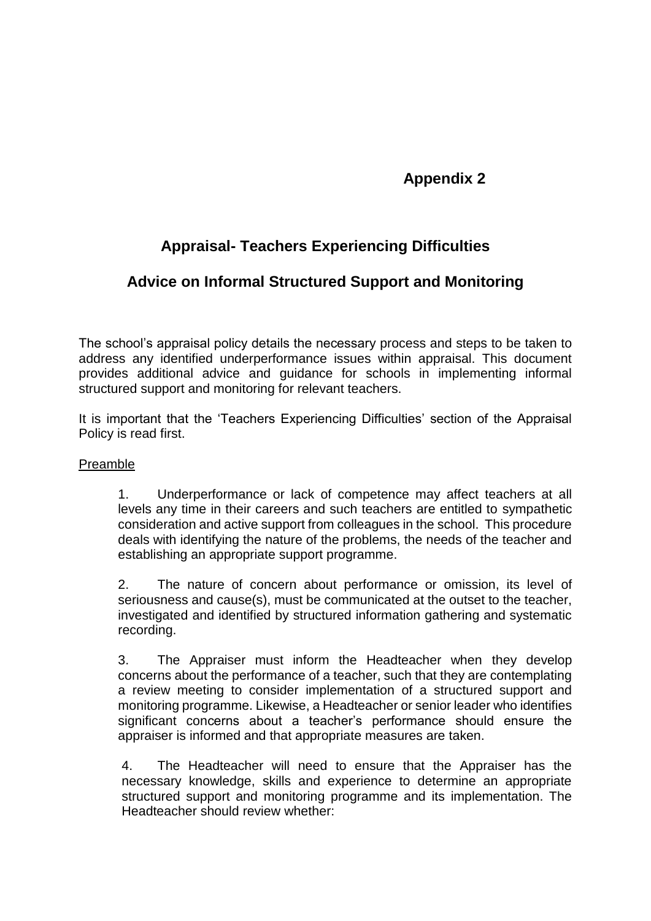**Appendix 2**

## Appraisal- Teachers Experiencing Difficulties

## Advice on Informal Structured Support and Monitoring

The school's appraisal policy details the necessary process and steps to be taken to address any identified underperformance issues within appraisal. This document provides additional advice and guidance for schools in implementing informal structured support and monitoring for relevant teachers.

It is important that the 'Teachers Experiencing Difficulties' section of the Appraisal Policy is read first.

<u>Preamble</u>

1. Underperformance or lack of competence may affect teachers at all levels any time in their careers and such teachers are entitled to sympathetic consideration and active support from colleagues in the school. This procedure deals with identifying the nature of the problems, the needs of the teacher and establishing an appropriate support programme.

2. The nature of concern about performance or omission, its level of seriousness and cause(s), must be communicated at the outset to the teacher, investigated and identified by structured information gathering and systematic recording.

3. The Appraiser must inform the Headteacher when they develop concerns about the performance of a teacher, such that they are contemplating a review meeting to consider implementation of a structured support and monitoring programme. Likewise, a Headteacher or senior leader who identifies significant concerns about a teacher's performance should ensure the appraiser is informed and that appropriate measures are taken.

4. The Headteacher will need to ensure that the Appraiser has the necessary knowledge, skills and experience to determine an appropriate structured support and monitoring programme and its implementation. The Headteacher should review whether: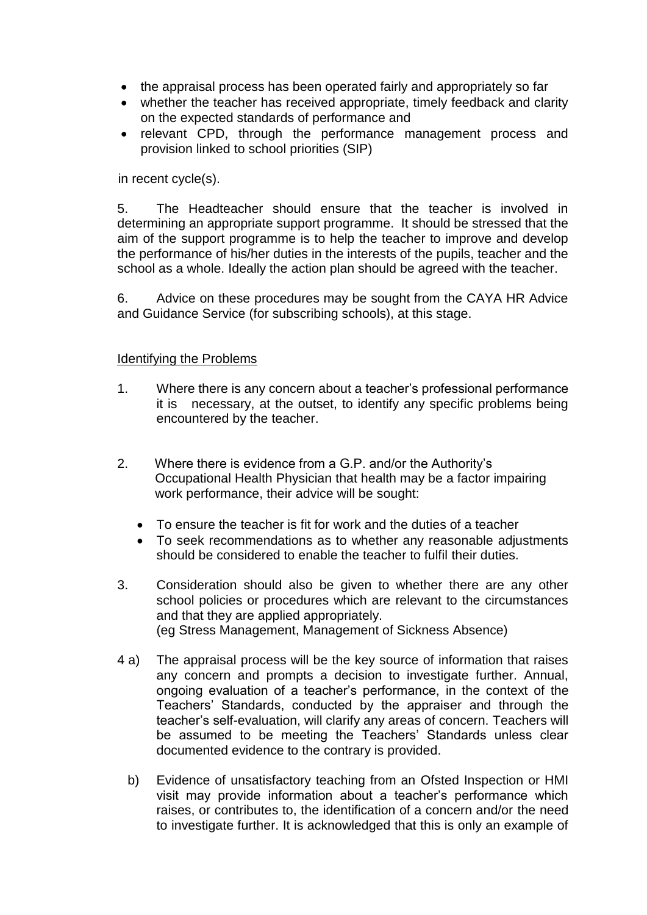- the appraisal process has been operated fairly and appropriately so far
- whether the teacher has received appropriate, timely feedback and clarity on the expected standards of performance and
- relevant CPD, through the performance management process and provision linked to school priorities (SIP)

in recent cycle(s).

5. The Headteacher should ensure that the teacher is involved in determining an appropriate support programme. It should be stressed that the aim of the support programme is to help the teacher to improve and develop the performance of his/her duties in the interests of the pupils, teacher and the school as a whole. Ideally the action plan should be agreed with the teacher.

6. Advice on these procedures may be sought from the CAYA HR Advice and Guidance Service (for subscribing schools), at this stage.

<u>Identifying the Problems</u>

1. Where there is any concern about a teacher's professional performance it is necessary, at the outset, to identify any specific problems being encountered by the teacher.

2. Where there is evidence from a G.P. and/or the Authority's Occupational Health Physician that health may be a factor impairing work performance, their advice will be sought:
   - To ensure the teacher is fit for work and the duties of a teacher
   - To seek recommendations as to whether any reasonable adjustments should be considered to enable the teacher to fulfil their duties.

3. Consideration should also be given to whether there are any other school policies or procedures which are relevant to the circumstances and that they are applied appropriately. (eg Stress Management, Management of Sickness Absence)

4 a) The appraisal process will be the key source of information that raises any concern and prompts a decision to investigate further. Annual, ongoing evaluation of a teacher's performance, in the context of the Teachers' Standards, conducted by the appraiser and through the teacher's self-evaluation, will clarify any areas of concern. Teachers will be assumed to be meeting the Teachers' Standards unless clear documented evidence to the contrary is provided.

b) Evidence of unsatisfactory teaching from an Ofsted Inspection or HMI visit may provide information about a teacher's performance which raises, or contributes to, the identification of a concern and/or the need to investigate further. It is acknowledged that this is only an example of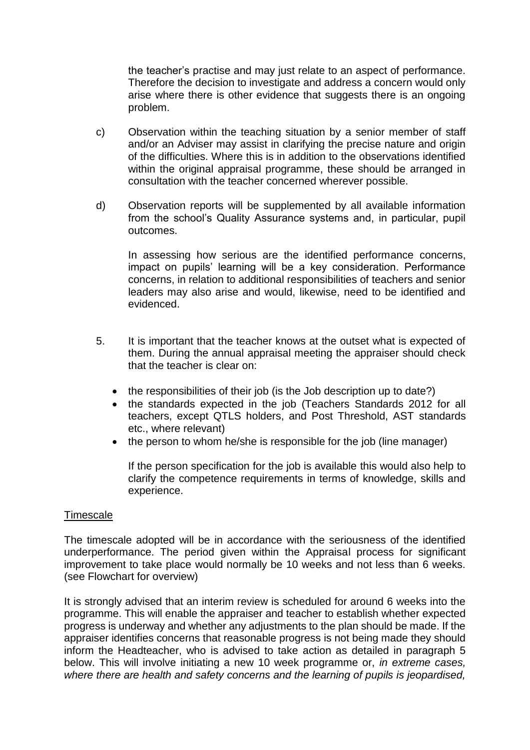the teacher's practise and may just relate to an aspect of performance. Therefore the decision to investigate and address a concern would only arise where there is other evidence that suggests there is an ongoing problem.

c) Observation within the teaching situation by a senior member of staff and/or an Adviser may assist in clarifying the precise nature and origin of the difficulties. Where this is in addition to the observations identified within the original appraisal programme, these should be arranged in consultation with the teacher concerned wherever possible.

d) Observation reports will be supplemented by all available information from the school's Quality Assurance systems and, in particular, pupil outcomes.

   In assessing how serious are the identified performance concerns, impact on pupils' learning will be a key consideration. Performance concerns, in relation to additional responsibilities of teachers and senior leaders may also arise and would, likewise, need to be identified and evidenced.

5. It is important that the teacher knows at the outset what is expected of them. During the annual appraisal meeting the appraiser should check that the teacher is clear on:

   - the responsibilities of their job (is the Job description up to date?)
   - the standards expected in the job (Teachers Standards 2012 for all teachers, except QTLS holders, and Post Threshold, AST standards etc., where relevant)
   - the person to whom he/she is responsible for the job (line manager)

   If the person specification for the job is available this would also help to clarify the competence requirements in terms of knowledge, skills and experience.

<u>Timescale</u>

The timescale adopted will be in accordance with the seriousness of the identified underperformance. The period given within the Appraisal process for significant improvement to take place would normally be 10 weeks and not less than 6 weeks. (see Flowchart for overview)

It is strongly advised that an interim review is scheduled for around 6 weeks into the programme. This will enable the appraiser and teacher to establish whether expected progress is underway and whether any adjustments to the plan should be made. If the appraiser identifies concerns that reasonable progress is not being made they should inform the Headteacher, who is advised to take action as detailed in paragraph 5 below. This will involve initiating a new 10 week programme or, *in extreme cases, where there are health and safety concerns and the learning of pupils is jeopardised,*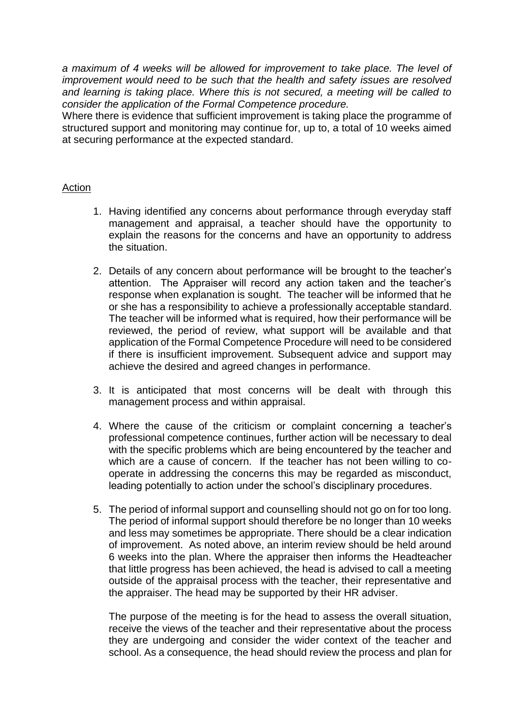*a maximum of 4 weeks will be allowed for improvement to take place. The level of improvement would need to be such that the health and safety issues are resolved and learning is taking place. Where this is not secured, a meeting will be called to consider the application of the Formal Competence procedure.*

Where there is evidence that sufficient improvement is taking place the programme of structured support and monitoring may continue for, up to, a total of 10 weeks aimed at securing performance at the expected standard.

<u>Action</u>

1. Having identified any concerns about performance through everyday staff management and appraisal, a teacher should have the opportunity to explain the reasons for the concerns and have an opportunity to address the situation.

2. Details of any concern about performance will be brought to the teacher's attention. The Appraiser will record any action taken and the teacher's response when explanation is sought. The teacher will be informed that he or she has a responsibility to achieve a professionally acceptable standard. The teacher will be informed what is required, how their performance will be reviewed, the period of review, what support will be available and that application of the Formal Competence Procedure will need to be considered if there is insufficient improvement. Subsequent advice and support may achieve the desired and agreed changes in performance.

3. It is anticipated that most concerns will be dealt with through this management process and within appraisal.

4. Where the cause of the criticism or complaint concerning a teacher's professional competence continues, further action will be necessary to deal with the specific problems which are being encountered by the teacher and which are a cause of concern. If the teacher has not been willing to co-operate in addressing the concerns this may be regarded as misconduct, leading potentially to action under the school's disciplinary procedures.

5. The period of informal support and counselling should not go on for too long. The period of informal support should therefore be no longer than 10 weeks and less may sometimes be appropriate. There should be a clear indication of improvement. As noted above, an interim review should be held around 6 weeks into the plan. Where the appraiser then informs the Headteacher that little progress has been achieved, the head is advised to call a meeting outside of the appraisal process with the teacher, their representative and the appraiser. The head may be supported by their HR adviser.

   The purpose of the meeting is for the head to assess the overall situation, receive the views of the teacher and their representative about the process they are undergoing and consider the wider context of the teacher and school. As a consequence, the head should review the process and plan for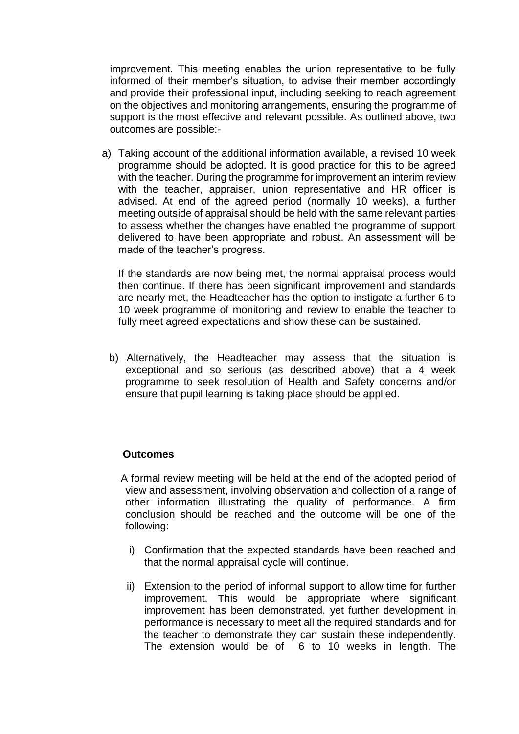improvement. This meeting enables the union representative to be fully informed of their member's situation, to advise their member accordingly and provide their professional input, including seeking to reach agreement on the objectives and monitoring arrangements, ensuring the programme of support is the most effective and relevant possible. As outlined above, two outcomes are possible:-

a) Taking account of the additional information available, a revised 10 week programme should be adopted. It is good practice for this to be agreed with the teacher. During the programme for improvement an interim review with the teacher, appraiser, union representative and HR officer is advised. At end of the agreed period (normally 10 weeks), a further meeting outside of appraisal should be held with the same relevant parties to assess whether the changes have enabled the programme of support delivered to have been appropriate and robust. An assessment will be made of the teacher's progress.

   If the standards are now being met, the normal appraisal process would then continue. If there has been significant improvement and standards are nearly met, the Headteacher has the option to instigate a further 6 to 10 week programme of monitoring and review to enable the teacher to fully meet agreed expectations and show these can be sustained.

b) Alternatively, the Headteacher may assess that the situation is exceptional and so serious (as described above) that a 4 week programme to seek resolution of Health and Safety concerns and/or ensure that pupil learning is taking place should be applied.

**Outcomes**

A formal review meeting will be held at the end of the adopted period of view and assessment, involving observation and collection of a range of other information illustrating the quality of performance. A firm conclusion should be reached and the outcome will be one of the following:

i) Confirmation that the expected standards have been reached and that the normal appraisal cycle will continue.

ii) Extension to the period of informal support to allow time for further improvement. This would be appropriate where significant improvement has been demonstrated, yet further development in performance is necessary to meet all the required standards and for the teacher to demonstrate they can sustain these independently. The extension would be of 6 to 10 weeks in length. The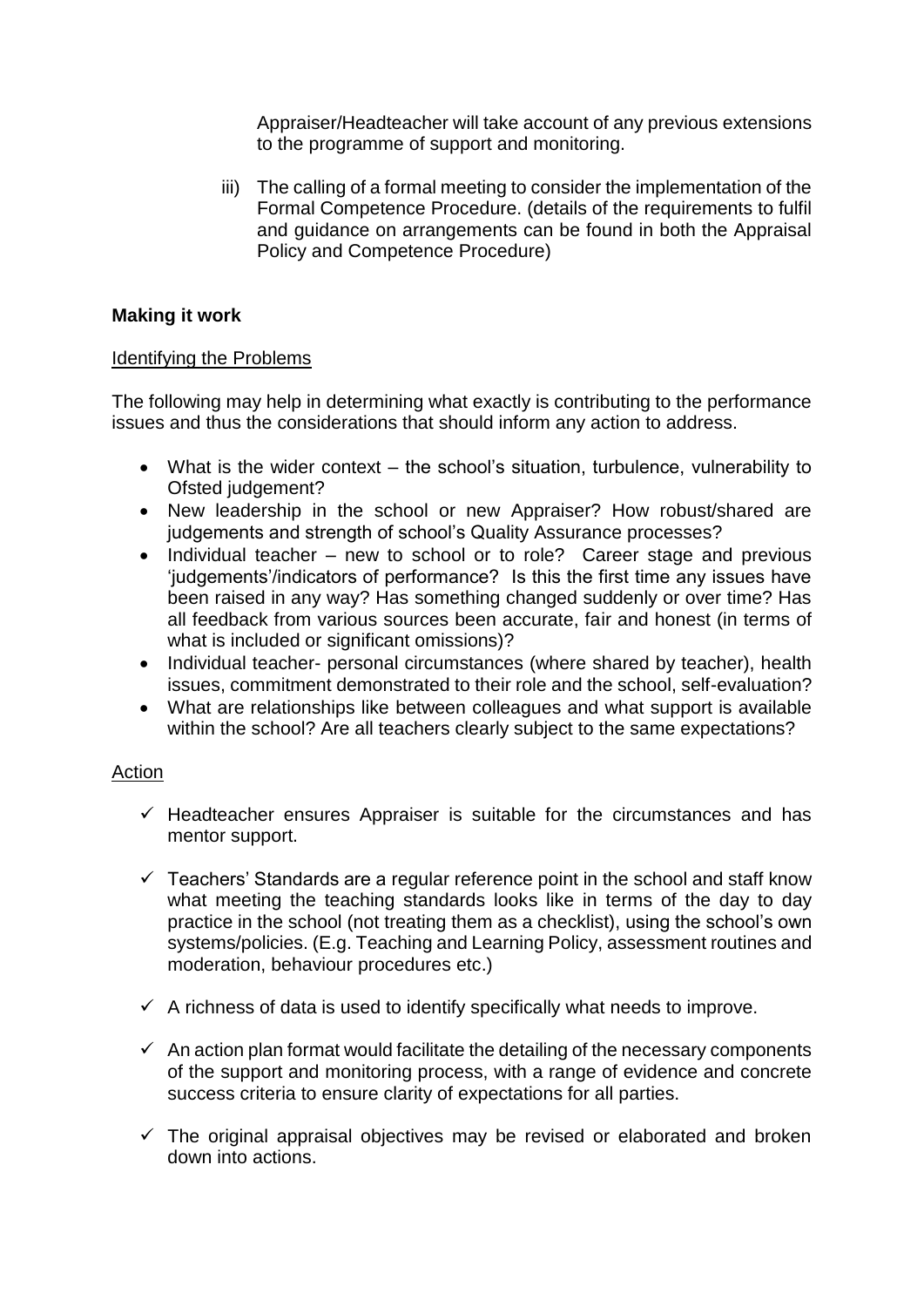Appraiser/Headteacher will take account of any previous extensions to the programme of support and monitoring.

iii) The calling of a formal meeting to consider the implementation of the Formal Competence Procedure. (details of the requirements to fulfil and guidance on arrangements can be found in both the Appraisal Policy and Competence Procedure)

**Making it work**

Identifying the Problems

The following may help in determining what exactly is contributing to the performance issues and thus the considerations that should inform any action to address.

- What is the wider context – the school's situation, turbulence, vulnerability to Ofsted judgement?
- New leadership in the school or new Appraiser? How robust/shared are judgements and strength of school's Quality Assurance processes?
- Individual teacher – new to school or to role? Career stage and previous 'judgements'/indicators of performance? Is this the first time any issues have been raised in any way? Has something changed suddenly or over time? Has all feedback from various sources been accurate, fair and honest (in terms of what is included or significant omissions)?
- Individual teacher- personal circumstances (where shared by teacher), health issues, commitment demonstrated to their role and the school, self-evaluation?
- What are relationships like between colleagues and what support is available within the school? Are all teachers clearly subject to the same expectations?

Action

- ✓ Headteacher ensures Appraiser is suitable for the circumstances and has mentor support.
- ✓ Teachers' Standards are a regular reference point in the school and staff know what meeting the teaching standards looks like in terms of the day to day practice in the school (not treating them as a checklist), using the school's own systems/policies. (E.g. Teaching and Learning Policy, assessment routines and moderation, behaviour procedures etc.)
- ✓ A richness of data is used to identify specifically what needs to improve.
- ✓ An action plan format would facilitate the detailing of the necessary components of the support and monitoring process, with a range of evidence and concrete success criteria to ensure clarity of expectations for all parties.
- ✓ The original appraisal objectives may be revised or elaborated and broken down into actions.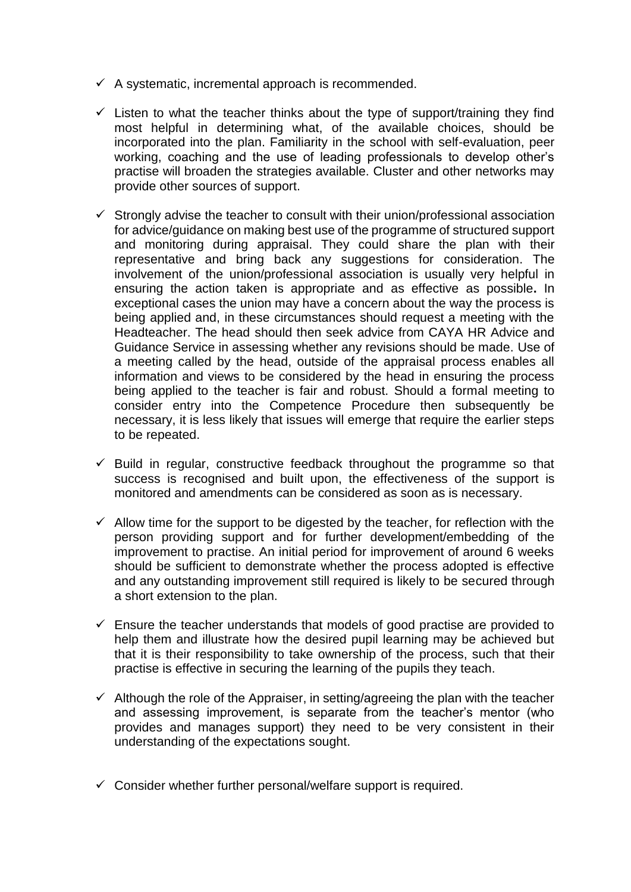- ✓ A systematic, incremental approach is recommended.

- ✓ Listen to what the teacher thinks about the type of support/training they find most helpful in determining what, of the available choices, should be incorporated into the plan. Familiarity in the school with self-evaluation, peer working, coaching and the use of leading professionals to develop other's practise will broaden the strategies available. Cluster and other networks may provide other sources of support.

- ✓ Strongly advise the teacher to consult with their union/professional association for advice/guidance on making best use of the programme of structured support and monitoring during appraisal. They could share the plan with their representative and bring back any suggestions for consideration. The involvement of the union/professional association is usually very helpful in ensuring the action taken is appropriate and as effective as possible**.** In exceptional cases the union may have a concern about the way the process is being applied and, in these circumstances should request a meeting with the Headteacher. The head should then seek advice from CAYA HR Advice and Guidance Service in assessing whether any revisions should be made. Use of a meeting called by the head, outside of the appraisal process enables all information and views to be considered by the head in ensuring the process being applied to the teacher is fair and robust. Should a formal meeting to consider entry into the Competence Procedure then subsequently be necessary, it is less likely that issues will emerge that require the earlier steps to be repeated.

- ✓ Build in regular, constructive feedback throughout the programme so that success is recognised and built upon, the effectiveness of the support is monitored and amendments can be considered as soon as is necessary.

- ✓ Allow time for the support to be digested by the teacher, for reflection with the person providing support and for further development/embedding of the improvement to practise. An initial period for improvement of around 6 weeks should be sufficient to demonstrate whether the process adopted is effective and any outstanding improvement still required is likely to be secured through a short extension to the plan.

- ✓ Ensure the teacher understands that models of good practise are provided to help them and illustrate how the desired pupil learning may be achieved but that it is their responsibility to take ownership of the process, such that their practise is effective in securing the learning of the pupils they teach.

- ✓ Although the role of the Appraiser, in setting/agreeing the plan with the teacher and assessing improvement, is separate from the teacher's mentor (who provides and manages support) they need to be very consistent in their understanding of the expectations sought.

- ✓ Consider whether further personal/welfare support is required.